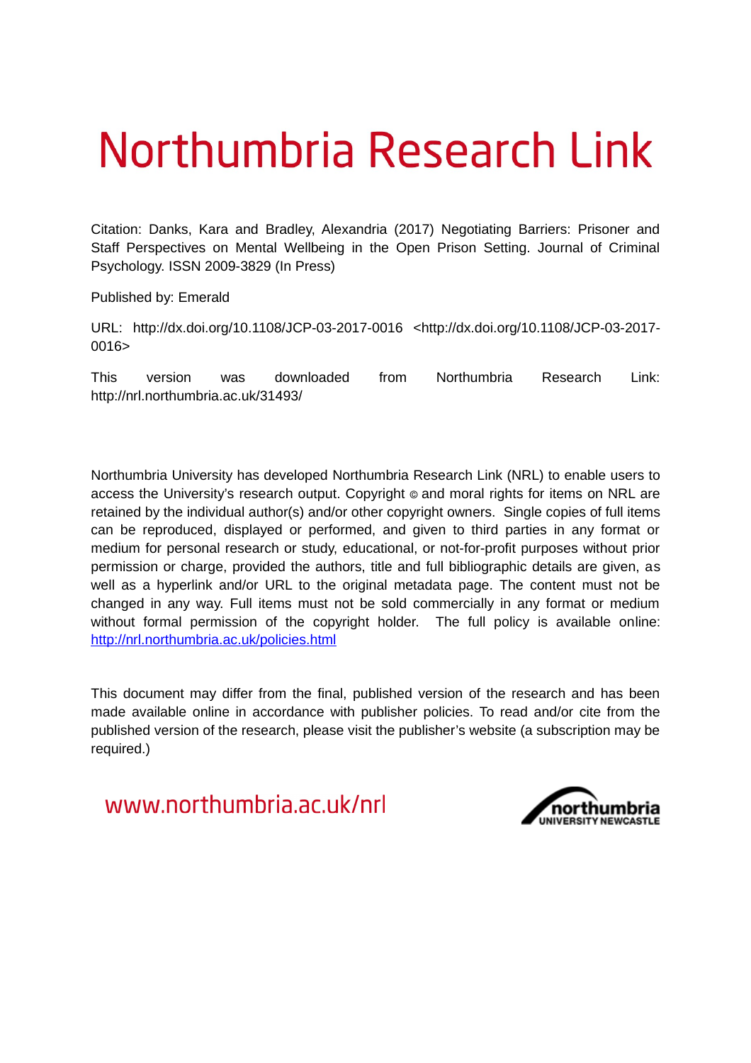# Northumbria Research Link

Citation: Danks, Kara and Bradley, Alexandria (2017) Negotiating Barriers: Prisoner and Staff Perspectives on Mental Wellbeing in the Open Prison Setting. Journal of Criminal Psychology. ISSN 2009-3829 (In Press)

Published by: Emerald

URL: http://dx.doi.org/10.1108/JCP-03-2017-0016 <http://dx.doi.org/10.1108/JCP-03-2017-0016>

This version was downloaded from Northumbria Research Link: http://nrl.northumbria.ac.uk/31493/

Northumbria University has developed Northumbria Research Link (NRL) to enable users to access the University's research output. Copyright © and moral rights for items on NRL are retained by the individual author(s) and/or other copyright owners. Single copies of full items can be reproduced, displayed or performed, and given to third parties in any format or medium for personal research or study, educational, or not-for-profit purposes without prior permission or charge, provided the authors, title and full bibliographic details are given, as well as a hyperlink and/or URL to the original metadata page. The content must not be changed in any way. Full items must not be sold commercially in any format or medium without formal permission of the copyright holder. The full policy is available online: http://nrl.northumbria.ac.uk/policies.html

This document may differ from the final, published version of the research and has been made available online in accordance with publisher policies. To read and/or cite from the published version of the research, please visit the publisher's website (a subscription may be required.)

www.northumbria.ac.uk/nrl

northumbria UNIVERSITY NEWCASTLE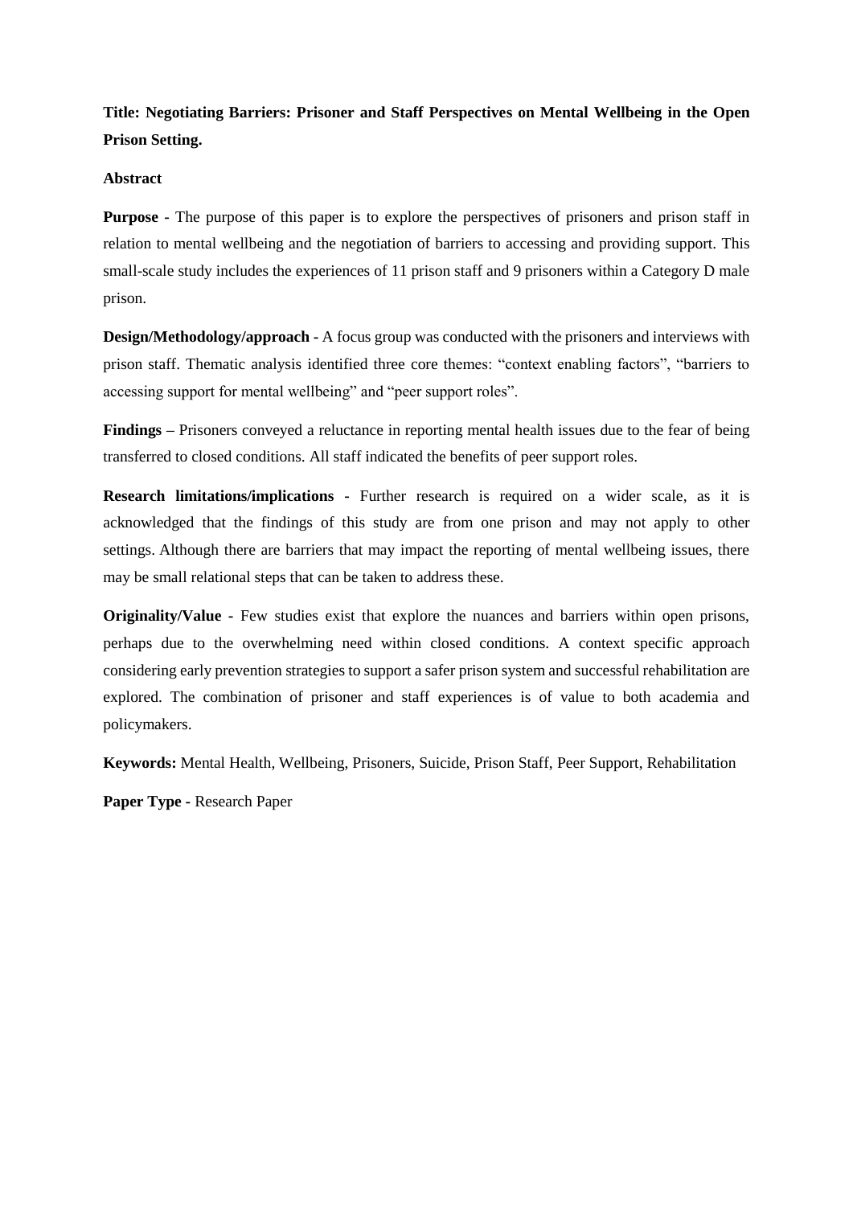**Title: Negotiating Barriers: Prisoner and Staff Perspectives on Mental Wellbeing in the Open Prison Setting.**

**Abstract**

**Purpose -** The purpose of this paper is to explore the perspectives of prisoners and prison staff in relation to mental wellbeing and the negotiation of barriers to accessing and providing support. This small-scale study includes the experiences of 11 prison staff and 9 prisoners within a Category D male prison.

**Design/Methodology/approach -** A focus group was conducted with the prisoners and interviews with prison staff. Thematic analysis identified three core themes: "context enabling factors", "barriers to accessing support for mental wellbeing" and "peer support roles".

**Findings –** Prisoners conveyed a reluctance in reporting mental health issues due to the fear of being transferred to closed conditions. All staff indicated the benefits of peer support roles.

**Research limitations/implications -** Further research is required on a wider scale, as it is acknowledged that the findings of this study are from one prison and may not apply to other settings. Although there are barriers that may impact the reporting of mental wellbeing issues, there may be small relational steps that can be taken to address these.

**Originality/Value -** Few studies exist that explore the nuances and barriers within open prisons, perhaps due to the overwhelming need within closed conditions. A context specific approach considering early prevention strategies to support a safer prison system and successful rehabilitation are explored. The combination of prisoner and staff experiences is of value to both academia and policymakers.

**Keywords:** Mental Health, Wellbeing, Prisoners, Suicide, Prison Staff, Peer Support, Rehabilitation

**Paper Type -** Research Paper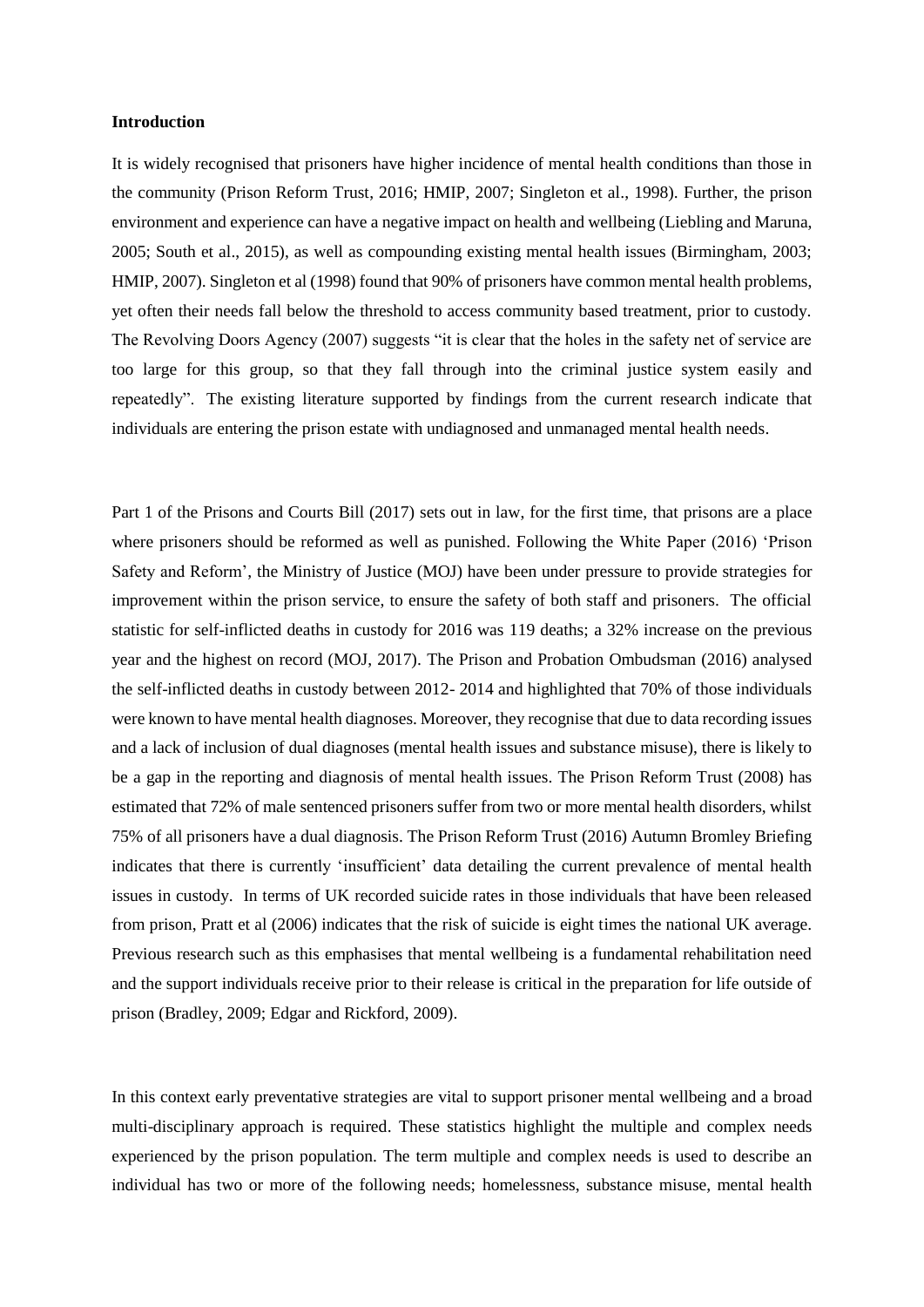**Introduction**

It is widely recognised that prisoners have higher incidence of mental health conditions than those in the community (Prison Reform Trust, 2016; HMIP, 2007; Singleton et al., 1998). Further, the prison environment and experience can have a negative impact on health and wellbeing (Liebling and Maruna, 2005; South et al., 2015), as well as compounding existing mental health issues (Birmingham, 2003; HMIP, 2007). Singleton et al (1998) found that 90% of prisoners have common mental health problems, yet often their needs fall below the threshold to access community based treatment, prior to custody. The Revolving Doors Agency (2007) suggests "it is clear that the holes in the safety net of service are too large for this group, so that they fall through into the criminal justice system easily and repeatedly". The existing literature supported by findings from the current research indicate that individuals are entering the prison estate with undiagnosed and unmanaged mental health needs.

Part 1 of the Prisons and Courts Bill (2017) sets out in law, for the first time, that prisons are a place where prisoners should be reformed as well as punished. Following the White Paper (2016) 'Prison Safety and Reform', the Ministry of Justice (MOJ) have been under pressure to provide strategies for improvement within the prison service, to ensure the safety of both staff and prisoners. The official statistic for self-inflicted deaths in custody for 2016 was 119 deaths; a 32% increase on the previous year and the highest on record (MOJ, 2017). The Prison and Probation Ombudsman (2016) analysed the self-inflicted deaths in custody between 2012- 2014 and highlighted that 70% of those individuals were known to have mental health diagnoses. Moreover, they recognise that due to data recording issues and a lack of inclusion of dual diagnoses (mental health issues and substance misuse), there is likely to be a gap in the reporting and diagnosis of mental health issues. The Prison Reform Trust (2008) has estimated that 72% of male sentenced prisoners suffer from two or more mental health disorders, whilst 75% of all prisoners have a dual diagnosis. The Prison Reform Trust (2016) Autumn Bromley Briefing indicates that there is currently 'insufficient' data detailing the current prevalence of mental health issues in custody. In terms of UK recorded suicide rates in those individuals that have been released from prison, Pratt et al (2006) indicates that the risk of suicide is eight times the national UK average. Previous research such as this emphasises that mental wellbeing is a fundamental rehabilitation need and the support individuals receive prior to their release is critical in the preparation for life outside of prison (Bradley, 2009; Edgar and Rickford, 2009).

In this context early preventative strategies are vital to support prisoner mental wellbeing and a broad multi-disciplinary approach is required. These statistics highlight the multiple and complex needs experienced by the prison population. The term multiple and complex needs is used to describe an individual has two or more of the following needs; homelessness, substance misuse, mental health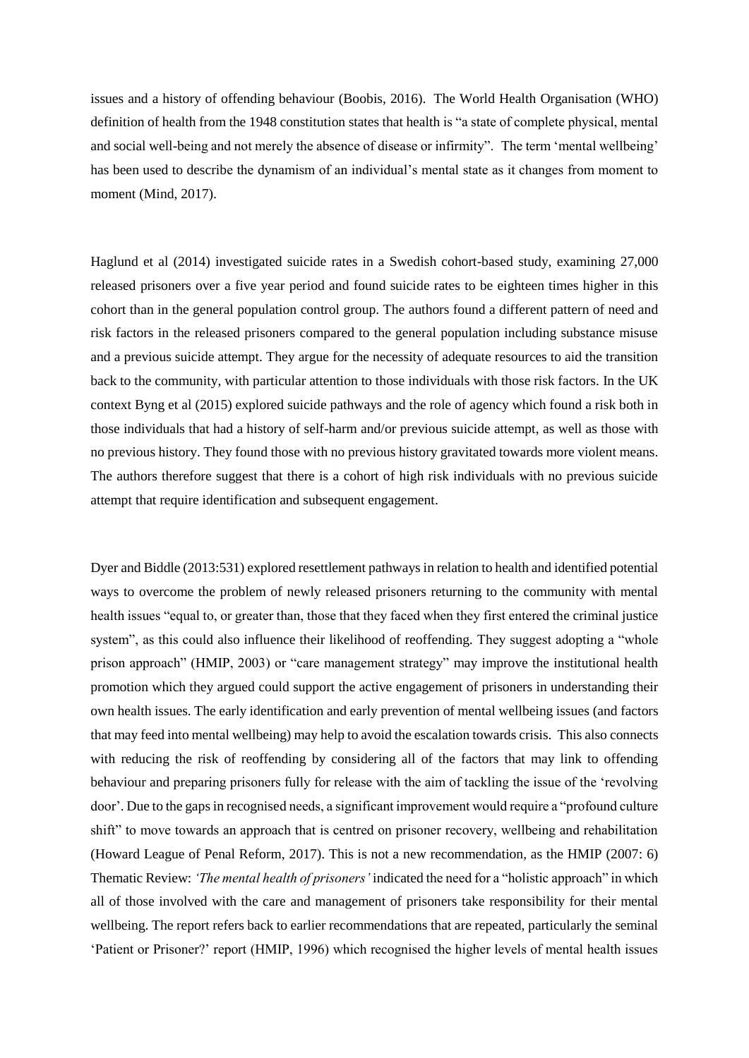issues and a history of offending behaviour (Boobis, 2016). The World Health Organisation (WHO) definition of health from the 1948 constitution states that health is "a state of complete physical, mental and social well-being and not merely the absence of disease or infirmity". The term 'mental wellbeing' has been used to describe the dynamism of an individual's mental state as it changes from moment to moment (Mind, 2017).

Haglund et al (2014) investigated suicide rates in a Swedish cohort-based study, examining 27,000 released prisoners over a five year period and found suicide rates to be eighteen times higher in this cohort than in the general population control group. The authors found a different pattern of need and risk factors in the released prisoners compared to the general population including substance misuse and a previous suicide attempt. They argue for the necessity of adequate resources to aid the transition back to the community, with particular attention to those individuals with those risk factors. In the UK context Byng et al (2015) explored suicide pathways and the role of agency which found a risk both in those individuals that had a history of self-harm and/or previous suicide attempt, as well as those with no previous history. They found those with no previous history gravitated towards more violent means. The authors therefore suggest that there is a cohort of high risk individuals with no previous suicide attempt that require identification and subsequent engagement.

Dyer and Biddle (2013:531) explored resettlement pathways in relation to health and identified potential ways to overcome the problem of newly released prisoners returning to the community with mental health issues "equal to, or greater than, those that they faced when they first entered the criminal justice system", as this could also influence their likelihood of reoffending. They suggest adopting a "whole prison approach" (HMIP, 2003) or "care management strategy" may improve the institutional health promotion which they argued could support the active engagement of prisoners in understanding their own health issues. The early identification and early prevention of mental wellbeing issues (and factors that may feed into mental wellbeing) may help to avoid the escalation towards crisis. This also connects with reducing the risk of reoffending by considering all of the factors that may link to offending behaviour and preparing prisoners fully for release with the aim of tackling the issue of the 'revolving door'. Due to the gaps in recognised needs, a significant improvement would require a "profound culture shift" to move towards an approach that is centred on prisoner recovery, wellbeing and rehabilitation (Howard League of Penal Reform, 2017). This is not a new recommendation, as the HMIP (2007: 6) Thematic Review: *'The mental health of prisoners'* indicated the need for a "holistic approach" in which all of those involved with the care and management of prisoners take responsibility for their mental wellbeing. The report refers back to earlier recommendations that are repeated, particularly the seminal 'Patient or Prisoner?' report (HMIP, 1996) which recognised the higher levels of mental health issues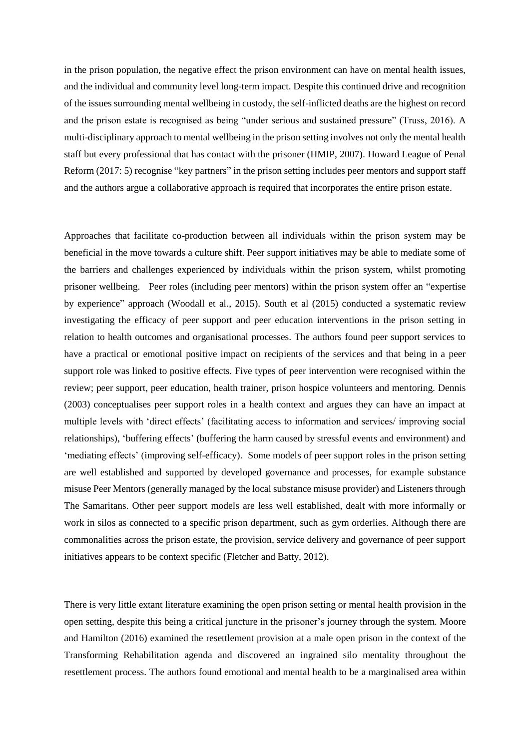in the prison population, the negative effect the prison environment can have on mental health issues, and the individual and community level long-term impact. Despite this continued drive and recognition of the issues surrounding mental wellbeing in custody, the self-inflicted deaths are the highest on record and the prison estate is recognised as being "under serious and sustained pressure" (Truss, 2016). A multi-disciplinary approach to mental wellbeing in the prison setting involves not only the mental health staff but every professional that has contact with the prisoner (HMIP, 2007). Howard League of Penal Reform (2017: 5) recognise "key partners" in the prison setting includes peer mentors and support staff and the authors argue a collaborative approach is required that incorporates the entire prison estate.

Approaches that facilitate co-production between all individuals within the prison system may be beneficial in the move towards a culture shift. Peer support initiatives may be able to mediate some of the barriers and challenges experienced by individuals within the prison system, whilst promoting prisoner wellbeing. Peer roles (including peer mentors) within the prison system offer an "expertise by experience" approach (Woodall et al., 2015). South et al (2015) conducted a systematic review investigating the efficacy of peer support and peer education interventions in the prison setting in relation to health outcomes and organisational processes. The authors found peer support services to have a practical or emotional positive impact on recipients of the services and that being in a peer support role was linked to positive effects. Five types of peer intervention were recognised within the review; peer support, peer education, health trainer, prison hospice volunteers and mentoring. Dennis (2003) conceptualises peer support roles in a health context and argues they can have an impact at multiple levels with 'direct effects' (facilitating access to information and services/ improving social relationships), 'buffering effects' (buffering the harm caused by stressful events and environment) and 'mediating effects' (improving self-efficacy). Some models of peer support roles in the prison setting are well established and supported by developed governance and processes, for example substance misuse Peer Mentors (generally managed by the local substance misuse provider) and Listeners through The Samaritans. Other peer support models are less well established, dealt with more informally or work in silos as connected to a specific prison department, such as gym orderlies. Although there are commonalities across the prison estate, the provision, service delivery and governance of peer support initiatives appears to be context specific (Fletcher and Batty, 2012).

There is very little extant literature examining the open prison setting or mental health provision in the open setting, despite this being a critical juncture in the prisoner's journey through the system. Moore and Hamilton (2016) examined the resettlement provision at a male open prison in the context of the Transforming Rehabilitation agenda and discovered an ingrained silo mentality throughout the resettlement process. The authors found emotional and mental health to be a marginalised area within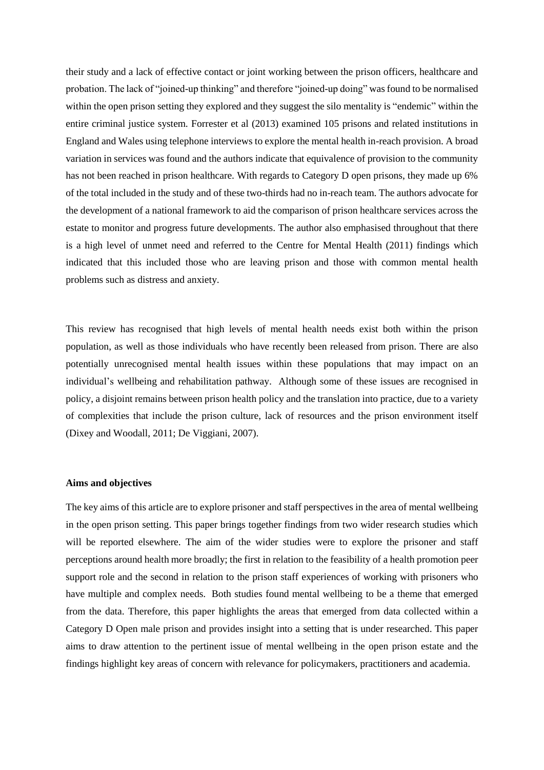their study and a lack of effective contact or joint working between the prison officers, healthcare and probation. The lack of "joined-up thinking" and therefore "joined-up doing" was found to be normalised within the open prison setting they explored and they suggest the silo mentality is "endemic" within the entire criminal justice system. Forrester et al (2013) examined 105 prisons and related institutions in England and Wales using telephone interviews to explore the mental health in-reach provision. A broad variation in services was found and the authors indicate that equivalence of provision to the community has not been reached in prison healthcare. With regards to Category D open prisons, they made up 6% of the total included in the study and of these two-thirds had no in-reach team. The authors advocate for the development of a national framework to aid the comparison of prison healthcare services across the estate to monitor and progress future developments. The author also emphasised throughout that there is a high level of unmet need and referred to the Centre for Mental Health (2011) findings which indicated that this included those who are leaving prison and those with common mental health problems such as distress and anxiety.

This review has recognised that high levels of mental health needs exist both within the prison population, as well as those individuals who have recently been released from prison. There are also potentially unrecognised mental health issues within these populations that may impact on an individual's wellbeing and rehabilitation pathway. Although some of these issues are recognised in policy, a disjoint remains between prison health policy and the translation into practice, due to a variety of complexities that include the prison culture, lack of resources and the prison environment itself (Dixey and Woodall, 2011; De Viggiani, 2007).

**Aims and objectives**

The key aims of this article are to explore prisoner and staff perspectives in the area of mental wellbeing in the open prison setting. This paper brings together findings from two wider research studies which will be reported elsewhere. The aim of the wider studies were to explore the prisoner and staff perceptions around health more broadly; the first in relation to the feasibility of a health promotion peer support role and the second in relation to the prison staff experiences of working with prisoners who have multiple and complex needs. Both studies found mental wellbeing to be a theme that emerged from the data. Therefore, this paper highlights the areas that emerged from data collected within a Category D Open male prison and provides insight into a setting that is under researched. This paper aims to draw attention to the pertinent issue of mental wellbeing in the open prison estate and the findings highlight key areas of concern with relevance for policymakers, practitioners and academia.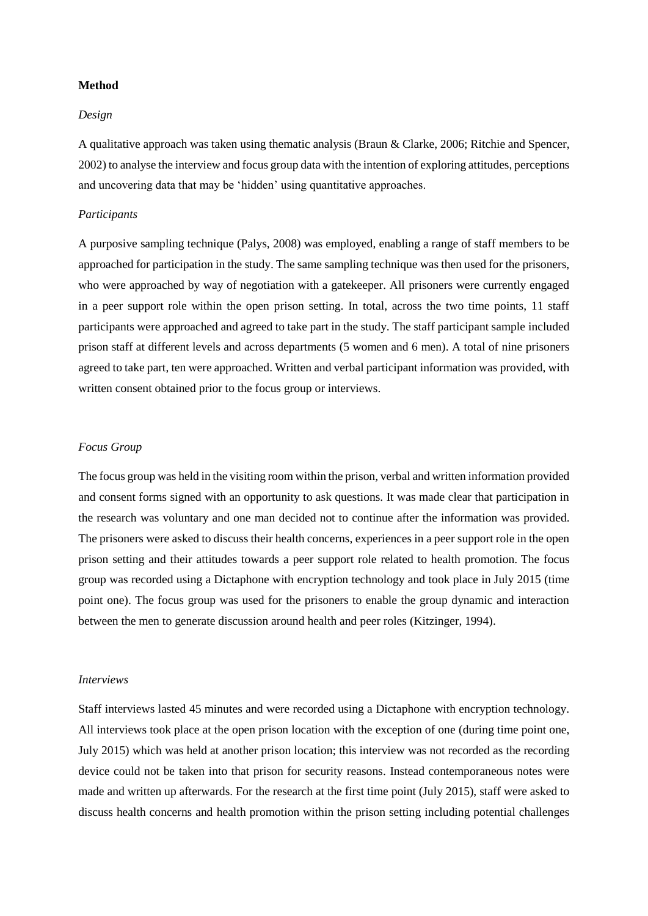**Method**

*Design*

A qualitative approach was taken using thematic analysis (Braun & Clarke, 2006; Ritchie and Spencer, 2002) to analyse the interview and focus group data with the intention of exploring attitudes, perceptions and uncovering data that may be 'hidden' using quantitative approaches.

*Participants*

A purposive sampling technique (Palys, 2008) was employed, enabling a range of staff members to be approached for participation in the study. The same sampling technique was then used for the prisoners, who were approached by way of negotiation with a gatekeeper. All prisoners were currently engaged in a peer support role within the open prison setting. In total, across the two time points, 11 staff participants were approached and agreed to take part in the study. The staff participant sample included prison staff at different levels and across departments (5 women and 6 men). A total of nine prisoners agreed to take part, ten were approached. Written and verbal participant information was provided, with written consent obtained prior to the focus group or interviews.

*Focus Group*

The focus group was held in the visiting room within the prison, verbal and written information provided and consent forms signed with an opportunity to ask questions. It was made clear that participation in the research was voluntary and one man decided not to continue after the information was provided. The prisoners were asked to discuss their health concerns, experiences in a peer support role in the open prison setting and their attitudes towards a peer support role related to health promotion. The focus group was recorded using a Dictaphone with encryption technology and took place in July 2015 (time point one). The focus group was used for the prisoners to enable the group dynamic and interaction between the men to generate discussion around health and peer roles (Kitzinger, 1994).

*Interviews*

Staff interviews lasted 45 minutes and were recorded using a Dictaphone with encryption technology. All interviews took place at the open prison location with the exception of one (during time point one, July 2015) which was held at another prison location; this interview was not recorded as the recording device could not be taken into that prison for security reasons. Instead contemporaneous notes were made and written up afterwards. For the research at the first time point (July 2015), staff were asked to discuss health concerns and health promotion within the prison setting including potential challenges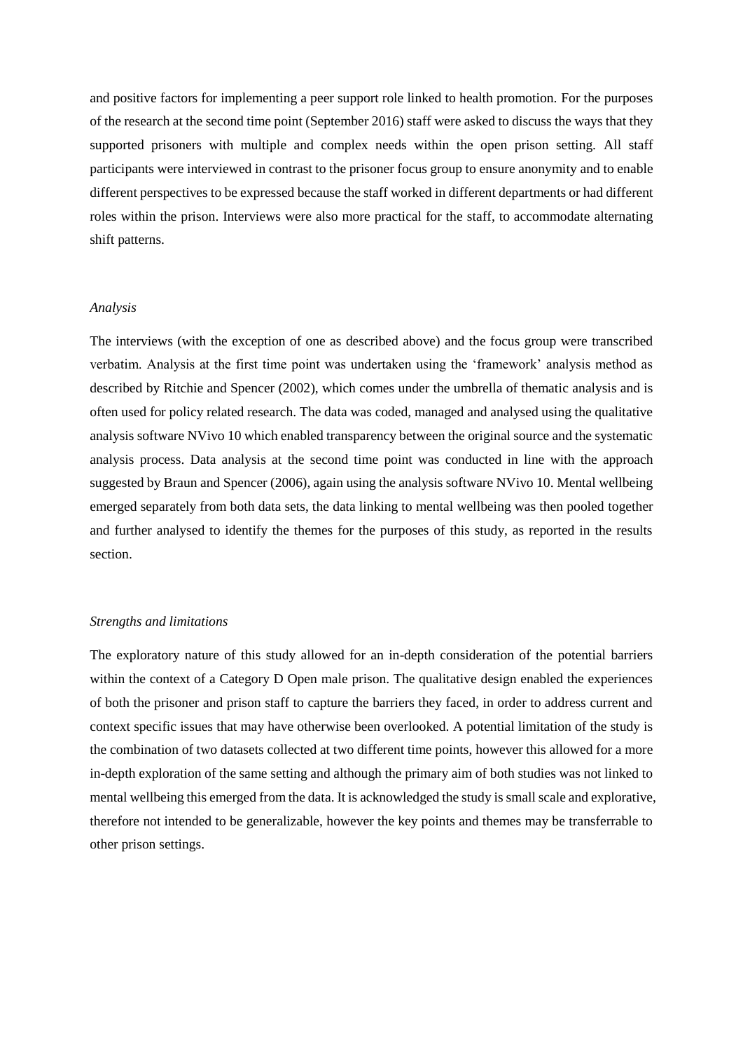and positive factors for implementing a peer support role linked to health promotion. For the purposes of the research at the second time point (September 2016) staff were asked to discuss the ways that they supported prisoners with multiple and complex needs within the open prison setting. All staff participants were interviewed in contrast to the prisoner focus group to ensure anonymity and to enable different perspectives to be expressed because the staff worked in different departments or had different roles within the prison. Interviews were also more practical for the staff, to accommodate alternating shift patterns.

*Analysis*

The interviews (with the exception of one as described above) and the focus group were transcribed verbatim. Analysis at the first time point was undertaken using the 'framework' analysis method as described by Ritchie and Spencer (2002), which comes under the umbrella of thematic analysis and is often used for policy related research. The data was coded, managed and analysed using the qualitative analysis software NVivo 10 which enabled transparency between the original source and the systematic analysis process. Data analysis at the second time point was conducted in line with the approach suggested by Braun and Spencer (2006), again using the analysis software NVivo 10. Mental wellbeing emerged separately from both data sets, the data linking to mental wellbeing was then pooled together and further analysed to identify the themes for the purposes of this study, as reported in the results section.

*Strengths and limitations*

The exploratory nature of this study allowed for an in-depth consideration of the potential barriers within the context of a Category D Open male prison. The qualitative design enabled the experiences of both the prisoner and prison staff to capture the barriers they faced, in order to address current and context specific issues that may have otherwise been overlooked. A potential limitation of the study is the combination of two datasets collected at two different time points, however this allowed for a more in-depth exploration of the same setting and although the primary aim of both studies was not linked to mental wellbeing this emerged from the data. It is acknowledged the study is small scale and explorative, therefore not intended to be generalizable, however the key points and themes may be transferrable to other prison settings.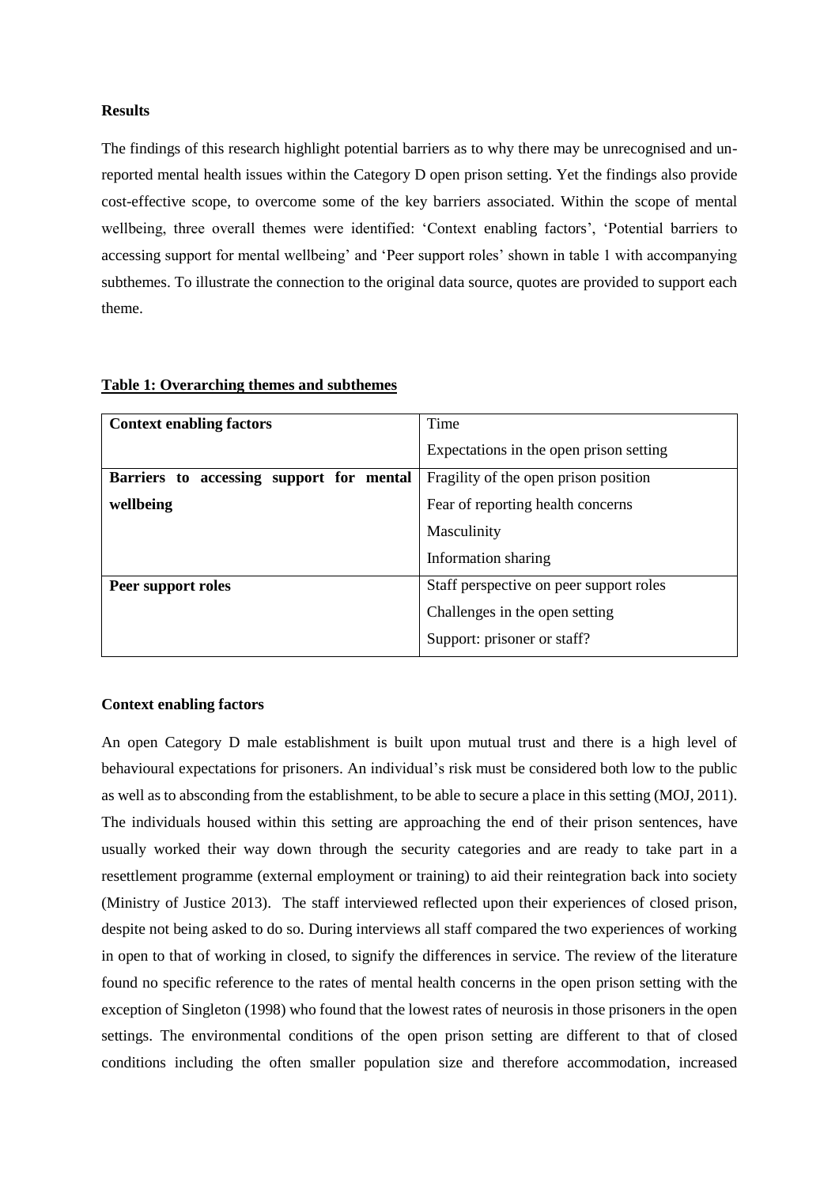**Results**

The findings of this research highlight potential barriers as to why there may be unrecognised and un-reported mental health issues within the Category D open prison setting. Yet the findings also provide cost-effective scope, to overcome some of the key barriers associated. Within the scope of mental wellbeing, three overall themes were identified: 'Context enabling factors', 'Potential barriers to accessing support for mental wellbeing' and 'Peer support roles' shown in table 1 with accompanying subthemes. To illustrate the connection to the original data source, quotes are provided to support each theme.

**Table 1: Overarching themes and subthemes**

| | |
|---|---|
| **Context enabling factors** | Time |
| | Expectations in the open prison setting |
| **Barriers to accessing support for mental wellbeing** | Fragility of the open prison position |
| | Fear of reporting health concerns |
| | Masculinity |
| | Information sharing |
| **Peer support roles** | Staff perspective on peer support roles |
| | Challenges in the open setting |
| | Support: prisoner or staff? |

**Context enabling factors**

An open Category D male establishment is built upon mutual trust and there is a high level of behavioural expectations for prisoners. An individual's risk must be considered both low to the public as well as to absconding from the establishment, to be able to secure a place in this setting (MOJ, 2011). The individuals housed within this setting are approaching the end of their prison sentences, have usually worked their way down through the security categories and are ready to take part in a resettlement programme (external employment or training) to aid their reintegration back into society (Ministry of Justice 2013). The staff interviewed reflected upon their experiences of closed prison, despite not being asked to do so. During interviews all staff compared the two experiences of working in open to that of working in closed, to signify the differences in service. The review of the literature found no specific reference to the rates of mental health concerns in the open prison setting with the exception of Singleton (1998) who found that the lowest rates of neurosis in those prisoners in the open settings. The environmental conditions of the open prison setting are different to that of closed conditions including the often smaller population size and therefore accommodation, increased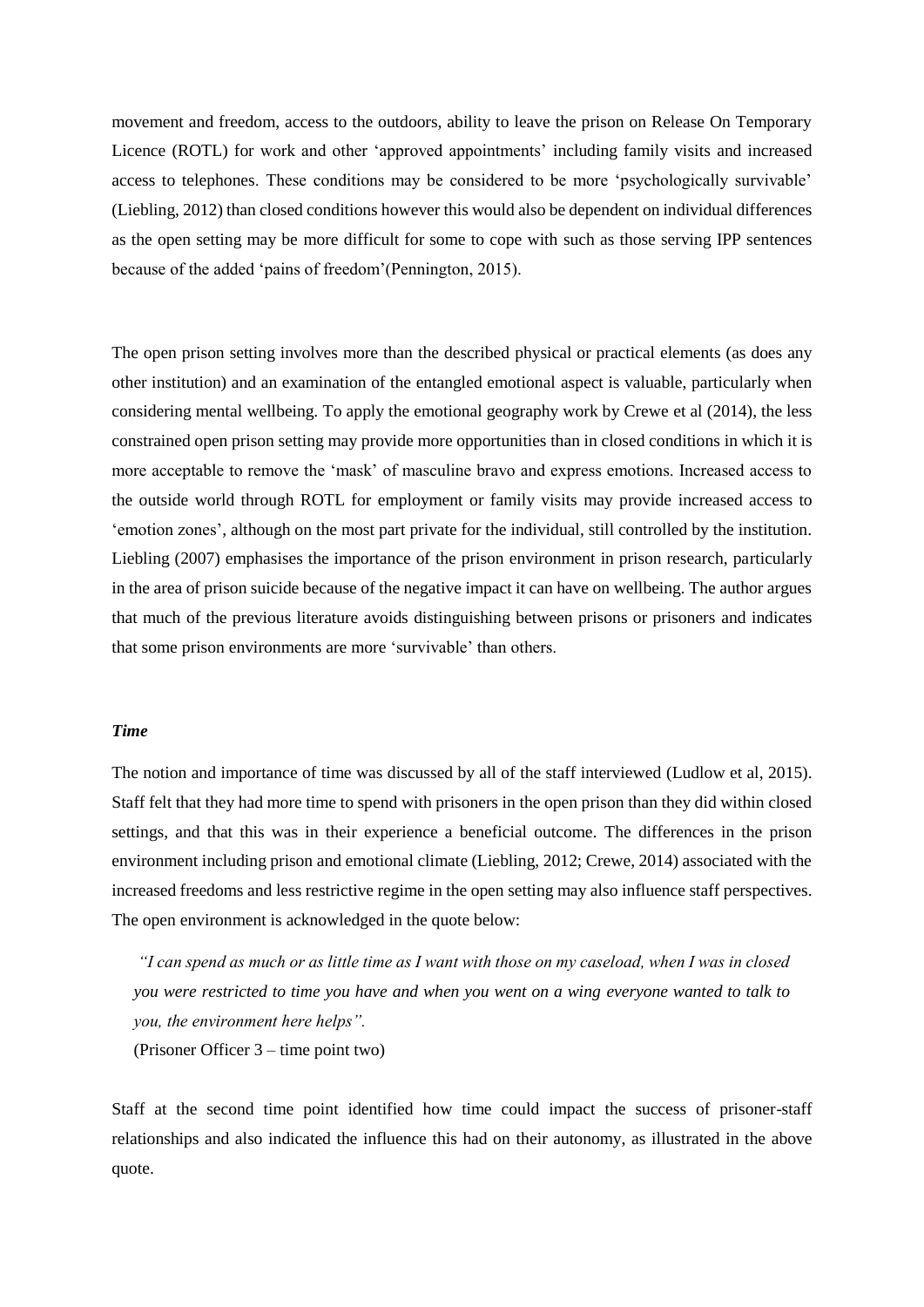movement and freedom, access to the outdoors, ability to leave the prison on Release On Temporary Licence (ROTL) for work and other 'approved appointments' including family visits and increased access to telephones. These conditions may be considered to be more 'psychologically survivable' (Liebling, 2012) than closed conditions however this would also be dependent on individual differences as the open setting may be more difficult for some to cope with such as those serving IPP sentences because of the added 'pains of freedom'(Pennington, 2015).

The open prison setting involves more than the described physical or practical elements (as does any other institution) and an examination of the entangled emotional aspect is valuable, particularly when considering mental wellbeing. To apply the emotional geography work by Crewe et al (2014), the less constrained open prison setting may provide more opportunities than in closed conditions in which it is more acceptable to remove the 'mask' of masculine bravo and express emotions. Increased access to the outside world through ROTL for employment or family visits may provide increased access to 'emotion zones', although on the most part private for the individual, still controlled by the institution. Liebling (2007) emphasises the importance of the prison environment in prison research, particularly in the area of prison suicide because of the negative impact it can have on wellbeing. The author argues that much of the previous literature avoids distinguishing between prisons or prisoners and indicates that some prison environments are more 'survivable' than others.

### *Time*

The notion and importance of time was discussed by all of the staff interviewed (Ludlow et al, 2015). Staff felt that they had more time to spend with prisoners in the open prison than they did within closed settings, and that this was in their experience a beneficial outcome. The differences in the prison environment including prison and emotional climate (Liebling, 2012; Crewe, 2014) associated with the increased freedoms and less restrictive regime in the open setting may also influence staff perspectives. The open environment is acknowledged in the quote below:

> *"I can spend as much or as little time as I want with those on my caseload, when I was in closed you were restricted to time you have and when you went on a wing everyone wanted to talk to you, the environment here helps".*
>
> (Prisoner Officer 3 – time point two)

Staff at the second time point identified how time could impact the success of prisoner-staff relationships and also indicated the influence this had on their autonomy, as illustrated in the above quote.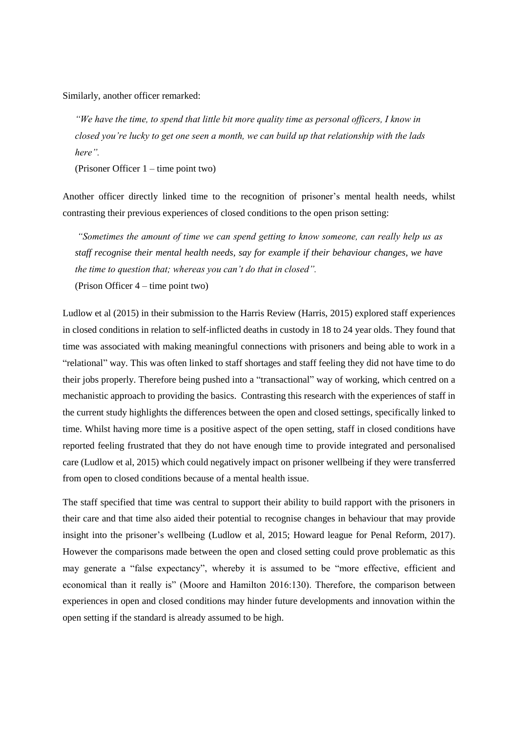Similarly, another officer remarked:

> *"We have the time, to spend that little bit more quality time as personal officers, I know in closed you're lucky to get one seen a month, we can build up that relationship with the lads here".*
>
> (Prisoner Officer 1 – time point two)

Another officer directly linked time to the recognition of prisoner's mental health needs, whilst contrasting their previous experiences of closed conditions to the open prison setting:

> *"Sometimes the amount of time we can spend getting to know someone, can really help us as staff recognise their mental health needs, say for example if their behaviour changes, we have the time to question that; whereas you can't do that in closed".*
>
> (Prison Officer 4 – time point two)

Ludlow et al (2015) in their submission to the Harris Review (Harris, 2015) explored staff experiences in closed conditions in relation to self-inflicted deaths in custody in 18 to 24 year olds. They found that time was associated with making meaningful connections with prisoners and being able to work in a "relational" way. This was often linked to staff shortages and staff feeling they did not have time to do their jobs properly. Therefore being pushed into a "transactional" way of working, which centred on a mechanistic approach to providing the basics. Contrasting this research with the experiences of staff in the current study highlights the differences between the open and closed settings, specifically linked to time. Whilst having more time is a positive aspect of the open setting, staff in closed conditions have reported feeling frustrated that they do not have enough time to provide integrated and personalised care (Ludlow et al, 2015) which could negatively impact on prisoner wellbeing if they were transferred from open to closed conditions because of a mental health issue.

The staff specified that time was central to support their ability to build rapport with the prisoners in their care and that time also aided their potential to recognise changes in behaviour that may provide insight into the prisoner's wellbeing (Ludlow et al, 2015; Howard league for Penal Reform, 2017). However the comparisons made between the open and closed setting could prove problematic as this may generate a "false expectancy", whereby it is assumed to be "more effective, efficient and economical than it really is" (Moore and Hamilton 2016:130). Therefore, the comparison between experiences in open and closed conditions may hinder future developments and innovation within the open setting if the standard is already assumed to be high.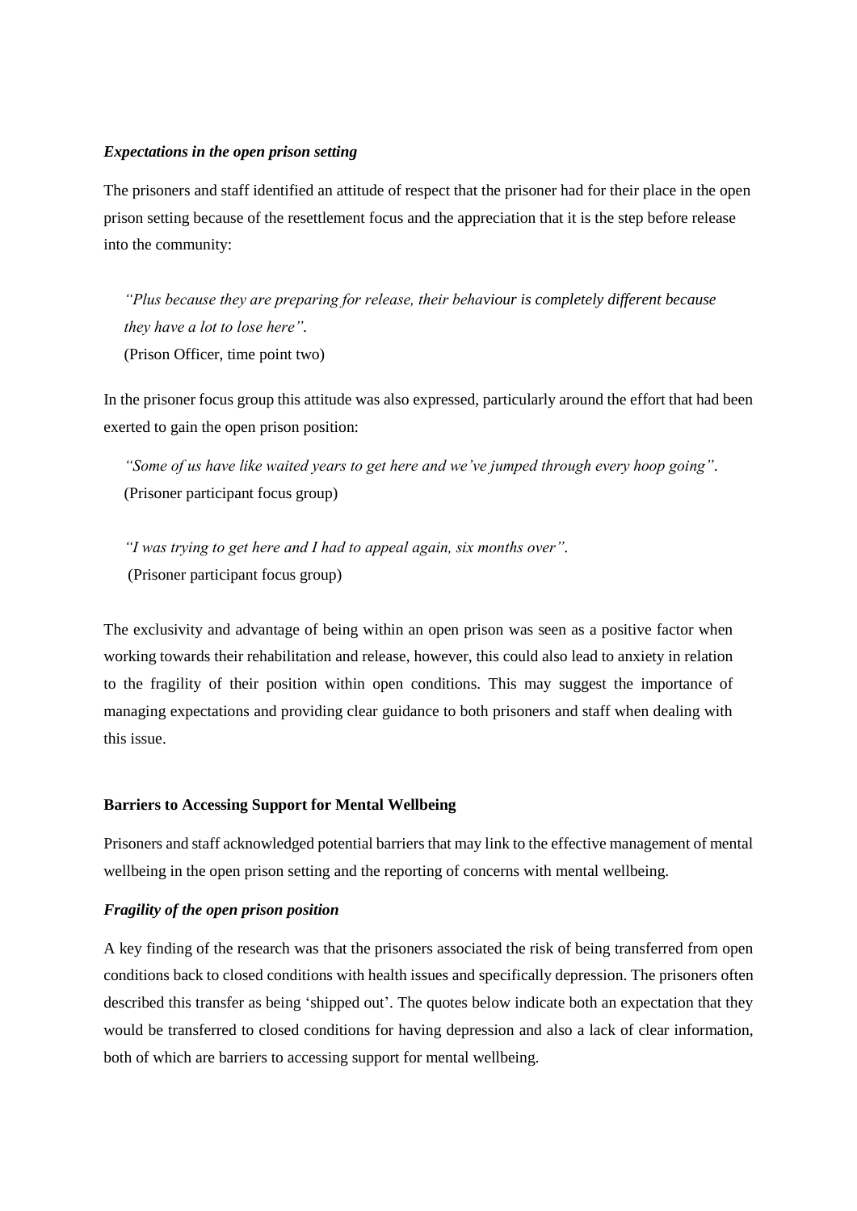### *Expectations in the open prison setting*

The prisoners and staff identified an attitude of respect that the prisoner had for their place in the open prison setting because of the resettlement focus and the appreciation that it is the step before release into the community:

> *"Plus because they are preparing for release, their behaviour is completely different because they have a lot to lose here".*
> (Prison Officer, time point two)

In the prisoner focus group this attitude was also expressed, particularly around the effort that had been exerted to gain the open prison position:

> *"Some of us have like waited years to get here and we've jumped through every hoop going".*
> (Prisoner participant focus group)

> *"I was trying to get here and I had to appeal again, six months over".*
> (Prisoner participant focus group)

The exclusivity and advantage of being within an open prison was seen as a positive factor when working towards their rehabilitation and release, however, this could also lead to anxiety in relation to the fragility of their position within open conditions. This may suggest the importance of managing expectations and providing clear guidance to both prisoners and staff when dealing with this issue.

## **Barriers to Accessing Support for Mental Wellbeing**

Prisoners and staff acknowledged potential barriers that may link to the effective management of mental wellbeing in the open prison setting and the reporting of concerns with mental wellbeing.

### *Fragility of the open prison position*

A key finding of the research was that the prisoners associated the risk of being transferred from open conditions back to closed conditions with health issues and specifically depression. The prisoners often described this transfer as being 'shipped out'. The quotes below indicate both an expectation that they would be transferred to closed conditions for having depression and also a lack of clear information, both of which are barriers to accessing support for mental wellbeing.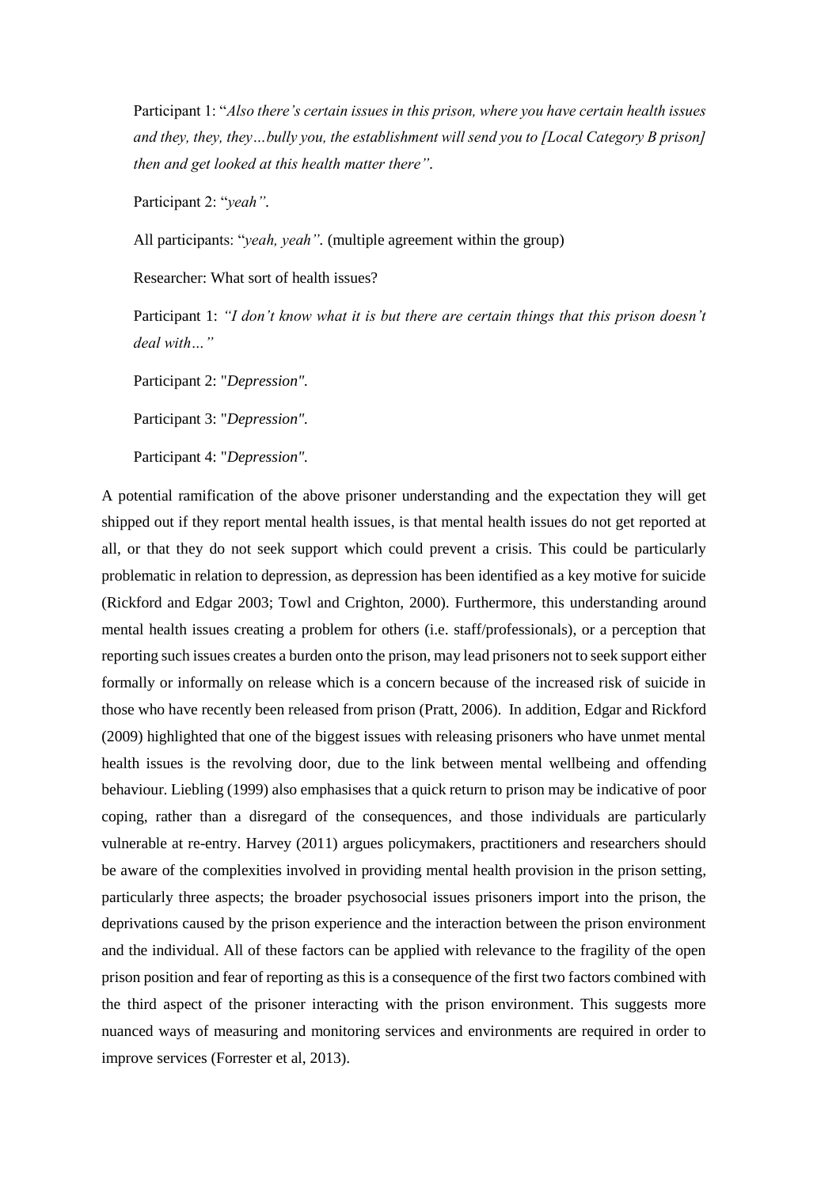Participant 1: "*Also there's certain issues in this prison, where you have certain health issues and they, they, they…bully you, the establishment will send you to [Local Category B prison] then and get looked at this health matter there"*.

Participant 2: "*yeah"*.

All participants: "*yeah, yeah"*. (multiple agreement within the group)

Researcher: What sort of health issues?

Participant 1: *"I don't know what it is but there are certain things that this prison doesn't deal with…"*

Participant 2: "*Depression"*.

Participant 3: "*Depression"*.

Participant 4: "*Depression"*.

A potential ramification of the above prisoner understanding and the expectation they will get shipped out if they report mental health issues, is that mental health issues do not get reported at all, or that they do not seek support which could prevent a crisis. This could be particularly problematic in relation to depression, as depression has been identified as a key motive for suicide (Rickford and Edgar 2003; Towl and Crighton, 2000). Furthermore, this understanding around mental health issues creating a problem for others (i.e. staff/professionals), or a perception that reporting such issues creates a burden onto the prison, may lead prisoners not to seek support either formally or informally on release which is a concern because of the increased risk of suicide in those who have recently been released from prison (Pratt, 2006). In addition, Edgar and Rickford (2009) highlighted that one of the biggest issues with releasing prisoners who have unmet mental health issues is the revolving door, due to the link between mental wellbeing and offending behaviour. Liebling (1999) also emphasises that a quick return to prison may be indicative of poor coping, rather than a disregard of the consequences, and those individuals are particularly vulnerable at re-entry. Harvey (2011) argues policymakers, practitioners and researchers should be aware of the complexities involved in providing mental health provision in the prison setting, particularly three aspects; the broader psychosocial issues prisoners import into the prison, the deprivations caused by the prison experience and the interaction between the prison environment and the individual. All of these factors can be applied with relevance to the fragility of the open prison position and fear of reporting as this is a consequence of the first two factors combined with the third aspect of the prisoner interacting with the prison environment. This suggests more nuanced ways of measuring and monitoring services and environments are required in order to improve services (Forrester et al, 2013).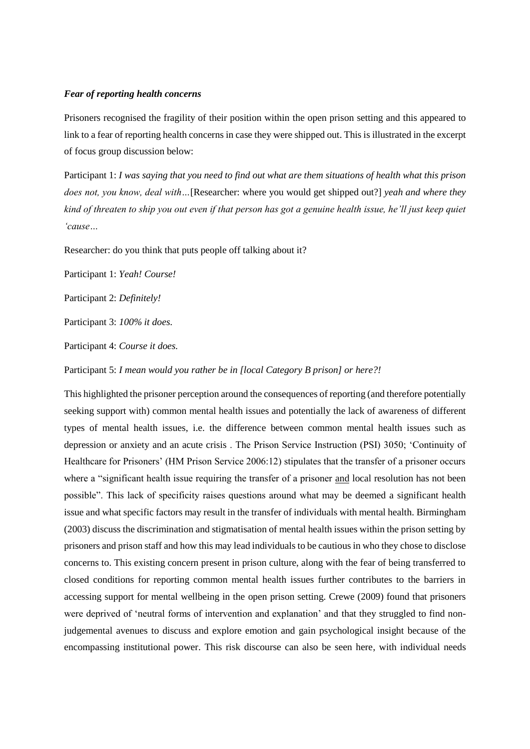### *Fear of reporting health concerns*

Prisoners recognised the fragility of their position within the open prison setting and this appeared to link to a fear of reporting health concerns in case they were shipped out. This is illustrated in the excerpt of focus group discussion below:

Participant 1: *I was saying that you need to find out what are them situations of health what this prison does not, you know, deal with…*[Researcher: where you would get shipped out?] *yeah and where they kind of threaten to ship you out even if that person has got a genuine health issue, he'll just keep quiet 'cause…*

Researcher: do you think that puts people off talking about it?

Participant 1: *Yeah! Course!*

Participant 2: *Definitely!*

Participant 3: *100% it does.*

Participant 4: *Course it does.*

Participant 5: *I mean would you rather be in [local Category B prison] or here?!*

This highlighted the prisoner perception around the consequences of reporting (and therefore potentially seeking support with) common mental health issues and potentially the lack of awareness of different types of mental health issues, i.e. the difference between common mental health issues such as depression or anxiety and an acute crisis . The Prison Service Instruction (PSI) 3050; 'Continuity of Healthcare for Prisoners' (HM Prison Service 2006:12) stipulates that the transfer of a prisoner occurs where a "significant health issue requiring the transfer of a prisoner <u>and</u> local resolution has not been possible". This lack of specificity raises questions around what may be deemed a significant health issue and what specific factors may result in the transfer of individuals with mental health. Birmingham (2003) discuss the discrimination and stigmatisation of mental health issues within the prison setting by prisoners and prison staff and how this may lead individuals to be cautious in who they chose to disclose concerns to. This existing concern present in prison culture, along with the fear of being transferred to closed conditions for reporting common mental health issues further contributes to the barriers in accessing support for mental wellbeing in the open prison setting. Crewe (2009) found that prisoners were deprived of 'neutral forms of intervention and explanation' and that they struggled to find non-judgemental avenues to discuss and explore emotion and gain psychological insight because of the encompassing institutional power. This risk discourse can also be seen here, with individual needs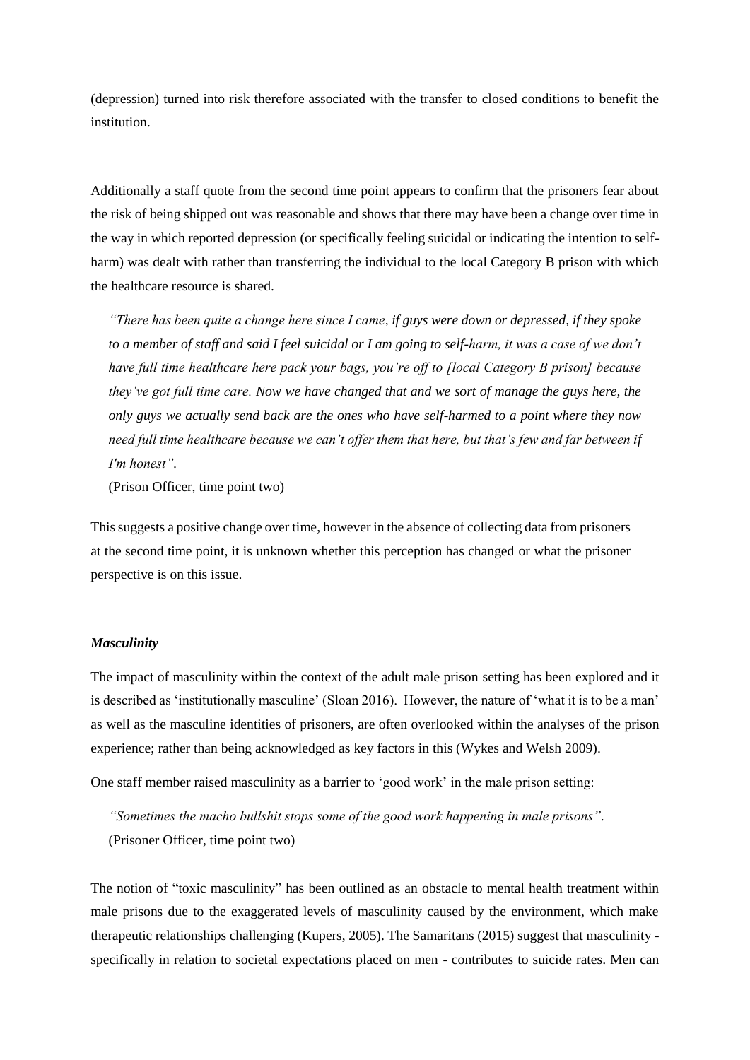(depression) turned into risk therefore associated with the transfer to closed conditions to benefit the institution.

Additionally a staff quote from the second time point appears to confirm that the prisoners fear about the risk of being shipped out was reasonable and shows that there may have been a change over time in the way in which reported depression (or specifically feeling suicidal or indicating the intention to self-harm) was dealt with rather than transferring the individual to the local Category B prison with which the healthcare resource is shared.

> *"There has been quite a change here since I came, if guys were down or depressed, if they spoke to a member of staff and said I feel suicidal or I am going to self-harm, it was a case of we don't have full time healthcare here pack your bags, you're off to [local Category B prison] because they've got full time care. Now we have changed that and we sort of manage the guys here, the only guys we actually send back are the ones who have self-harmed to a point where they now need full time healthcare because we can't offer them that here, but that's few and far between if I'm honest".*
>
> (Prison Officer, time point two)

This suggests a positive change over time, however in the absence of collecting data from prisoners at the second time point, it is unknown whether this perception has changed or what the prisoner perspective is on this issue.

### ***Masculinity***

The impact of masculinity within the context of the adult male prison setting has been explored and it is described as 'institutionally masculine' (Sloan 2016). However, the nature of 'what it is to be a man' as well as the masculine identities of prisoners, are often overlooked within the analyses of the prison experience; rather than being acknowledged as key factors in this (Wykes and Welsh 2009).

One staff member raised masculinity as a barrier to 'good work' in the male prison setting:

> *"Sometimes the macho bullshit stops some of the good work happening in male prisons".*
>
> (Prisoner Officer, time point two)

The notion of "toxic masculinity" has been outlined as an obstacle to mental health treatment within male prisons due to the exaggerated levels of masculinity caused by the environment, which make therapeutic relationships challenging (Kupers, 2005). The Samaritans (2015) suggest that masculinity - specifically in relation to societal expectations placed on men - contributes to suicide rates. Men can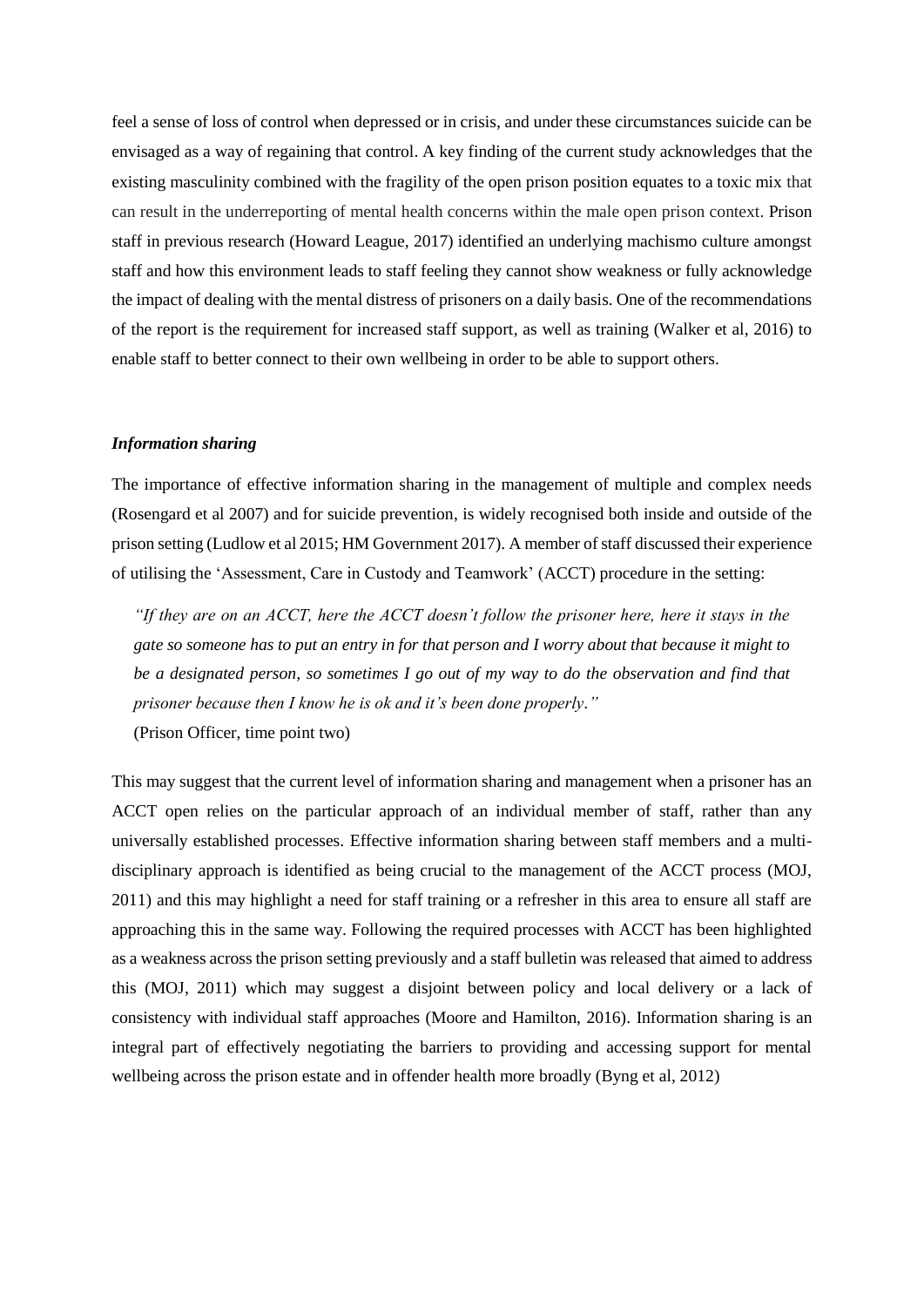feel a sense of loss of control when depressed or in crisis, and under these circumstances suicide can be envisaged as a way of regaining that control. A key finding of the current study acknowledges that the existing masculinity combined with the fragility of the open prison position equates to a toxic mix that can result in the underreporting of mental health concerns within the male open prison context. Prison staff in previous research (Howard League, 2017) identified an underlying machismo culture amongst staff and how this environment leads to staff feeling they cannot show weakness or fully acknowledge the impact of dealing with the mental distress of prisoners on a daily basis. One of the recommendations of the report is the requirement for increased staff support, as well as training (Walker et al, 2016) to enable staff to better connect to their own wellbeing in order to be able to support others.

### *Information sharing*

The importance of effective information sharing in the management of multiple and complex needs (Rosengard et al 2007) and for suicide prevention, is widely recognised both inside and outside of the prison setting (Ludlow et al 2015; HM Government 2017). A member of staff discussed their experience of utilising the 'Assessment, Care in Custody and Teamwork' (ACCT) procedure in the setting:

> *"If they are on an ACCT, here the ACCT doesn't follow the prisoner here, here it stays in the gate so someone has to put an entry in for that person and I worry about that because it might to be a designated person, so sometimes I go out of my way to do the observation and find that prisoner because then I know he is ok and it's been done properly."*
>
> (Prison Officer, time point two)

This may suggest that the current level of information sharing and management when a prisoner has an ACCT open relies on the particular approach of an individual member of staff, rather than any universally established processes. Effective information sharing between staff members and a multi-disciplinary approach is identified as being crucial to the management of the ACCT process (MOJ, 2011) and this may highlight a need for staff training or a refresher in this area to ensure all staff are approaching this in the same way. Following the required processes with ACCT has been highlighted as a weakness across the prison setting previously and a staff bulletin was released that aimed to address this (MOJ, 2011) which may suggest a disjoint between policy and local delivery or a lack of consistency with individual staff approaches (Moore and Hamilton, 2016). Information sharing is an integral part of effectively negotiating the barriers to providing and accessing support for mental wellbeing across the prison estate and in offender health more broadly (Byng et al, 2012)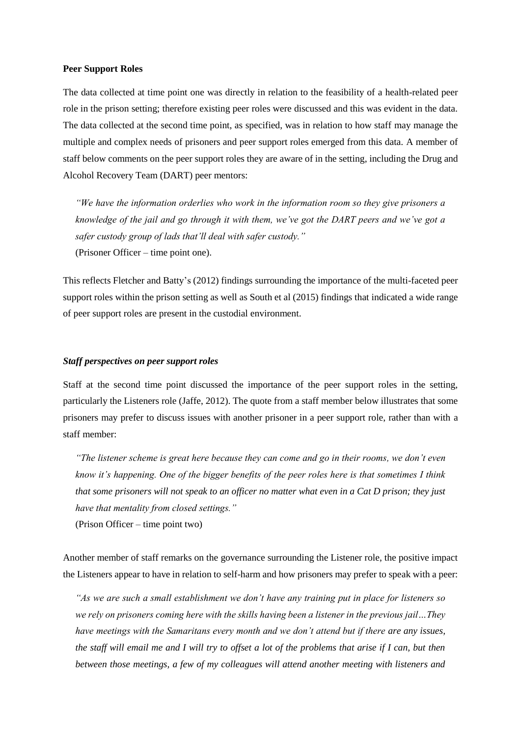**Peer Support Roles**

The data collected at time point one was directly in relation to the feasibility of a health-related peer role in the prison setting; therefore existing peer roles were discussed and this was evident in the data. The data collected at the second time point, as specified, was in relation to how staff may manage the multiple and complex needs of prisoners and peer support roles emerged from this data. A member of staff below comments on the peer support roles they are aware of in the setting, including the Drug and Alcohol Recovery Team (DART) peer mentors:

> *"We have the information orderlies who work in the information room so they give prisoners a knowledge of the jail and go through it with them, we've got the DART peers and we've got a safer custody group of lads that'll deal with safer custody."*
>
> (Prisoner Officer – time point one).

This reflects Fletcher and Batty's (2012) findings surrounding the importance of the multi-faceted peer support roles within the prison setting as well as South et al (2015) findings that indicated a wide range of peer support roles are present in the custodial environment.

***Staff perspectives on peer support roles***

Staff at the second time point discussed the importance of the peer support roles in the setting, particularly the Listeners role (Jaffe, 2012). The quote from a staff member below illustrates that some prisoners may prefer to discuss issues with another prisoner in a peer support role, rather than with a staff member:

> *"The listener scheme is great here because they can come and go in their rooms, we don't even know it's happening. One of the bigger benefits of the peer roles here is that sometimes I think that some prisoners will not speak to an officer no matter what even in a Cat D prison; they just have that mentality from closed settings."*
>
> (Prison Officer – time point two)

Another member of staff remarks on the governance surrounding the Listener role, the positive impact the Listeners appear to have in relation to self-harm and how prisoners may prefer to speak with a peer:

> *"As we are such a small establishment we don't have any training put in place for listeners so we rely on prisoners coming here with the skills having been a listener in the previous jail…They have meetings with the Samaritans every month and we don't attend but if there are any issues, the staff will email me and I will try to offset a lot of the problems that arise if I can, but then between those meetings, a few of my colleagues will attend another meeting with listeners and*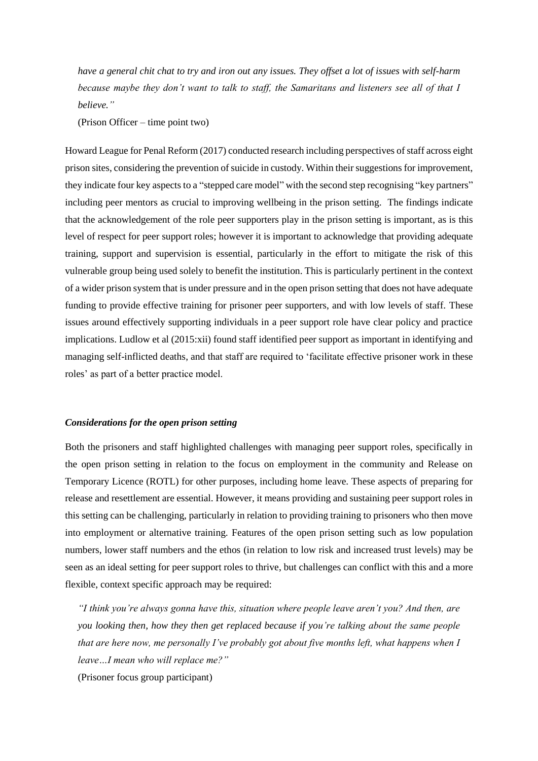*have a general chit chat to try and iron out any issues. They offset a lot of issues with self-harm because maybe they don't want to talk to staff, the Samaritans and listeners see all of that I believe."*

(Prison Officer – time point two)

Howard League for Penal Reform (2017) conducted research including perspectives of staff across eight prison sites, considering the prevention of suicide in custody. Within their suggestions for improvement, they indicate four key aspects to a "stepped care model" with the second step recognising "key partners" including peer mentors as crucial to improving wellbeing in the prison setting. The findings indicate that the acknowledgement of the role peer supporters play in the prison setting is important, as is this level of respect for peer support roles; however it is important to acknowledge that providing adequate training, support and supervision is essential, particularly in the effort to mitigate the risk of this vulnerable group being used solely to benefit the institution. This is particularly pertinent in the context of a wider prison system that is under pressure and in the open prison setting that does not have adequate funding to provide effective training for prisoner peer supporters, and with low levels of staff. These issues around effectively supporting individuals in a peer support role have clear policy and practice implications. Ludlow et al (2015:xii) found staff identified peer support as important in identifying and managing self-inflicted deaths, and that staff are required to 'facilitate effective prisoner work in these roles' as part of a better practice model.

### *Considerations for the open prison setting*

Both the prisoners and staff highlighted challenges with managing peer support roles, specifically in the open prison setting in relation to the focus on employment in the community and Release on Temporary Licence (ROTL) for other purposes, including home leave. These aspects of preparing for release and resettlement are essential. However, it means providing and sustaining peer support roles in this setting can be challenging, particularly in relation to providing training to prisoners who then move into employment or alternative training. Features of the open prison setting such as low population numbers, lower staff numbers and the ethos (in relation to low risk and increased trust levels) may be seen as an ideal setting for peer support roles to thrive, but challenges can conflict with this and a more flexible, context specific approach may be required:

*"I think you're always gonna have this, situation where people leave aren't you? And then, are you looking then, how they then get replaced because if you're talking about the same people that are here now, me personally I've probably got about five months left, what happens when I leave…I mean who will replace me?"*

(Prisoner focus group participant)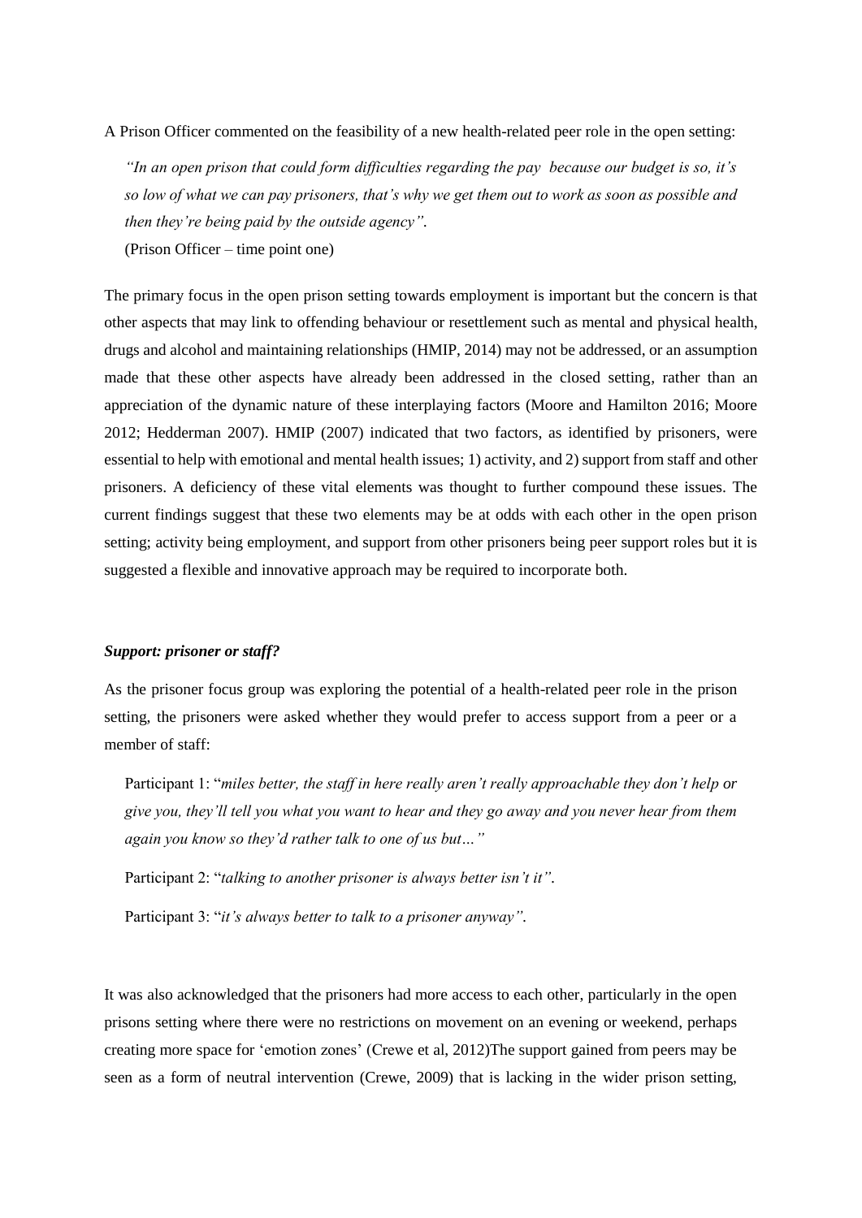A Prison Officer commented on the feasibility of a new health-related peer role in the open setting:

> *"In an open prison that could form difficulties regarding the pay because our budget is so, it's so low of what we can pay prisoners, that's why we get them out to work as soon as possible and then they're being paid by the outside agency".*
>
> (Prison Officer – time point one)

The primary focus in the open prison setting towards employment is important but the concern is that other aspects that may link to offending behaviour or resettlement such as mental and physical health, drugs and alcohol and maintaining relationships (HMIP, 2014) may not be addressed, or an assumption made that these other aspects have already been addressed in the closed setting, rather than an appreciation of the dynamic nature of these interplaying factors (Moore and Hamilton 2016; Moore 2012; Hedderman 2007). HMIP (2007) indicated that two factors, as identified by prisoners, were essential to help with emotional and mental health issues; 1) activity, and 2) support from staff and other prisoners. A deficiency of these vital elements was thought to further compound these issues. The current findings suggest that these two elements may be at odds with each other in the open prison setting; activity being employment, and support from other prisoners being peer support roles but it is suggested a flexible and innovative approach may be required to incorporate both.

***Support: prisoner or staff?***

As the prisoner focus group was exploring the potential of a health-related peer role in the prison setting, the prisoners were asked whether they would prefer to access support from a peer or a member of staff:

> Participant 1: "*miles better, the staff in here really aren't really approachable they don't help or give you, they'll tell you what you want to hear and they go away and you never hear from them again you know so they'd rather talk to one of us but…"*
>
> Participant 2: "*talking to another prisoner is always better isn't it"*.
>
> Participant 3: "*it's always better to talk to a prisoner anyway"*.

It was also acknowledged that the prisoners had more access to each other, particularly in the open prisons setting where there were no restrictions on movement on an evening or weekend, perhaps creating more space for 'emotion zones' (Crewe et al, 2012)The support gained from peers may be seen as a form of neutral intervention (Crewe, 2009) that is lacking in the wider prison setting,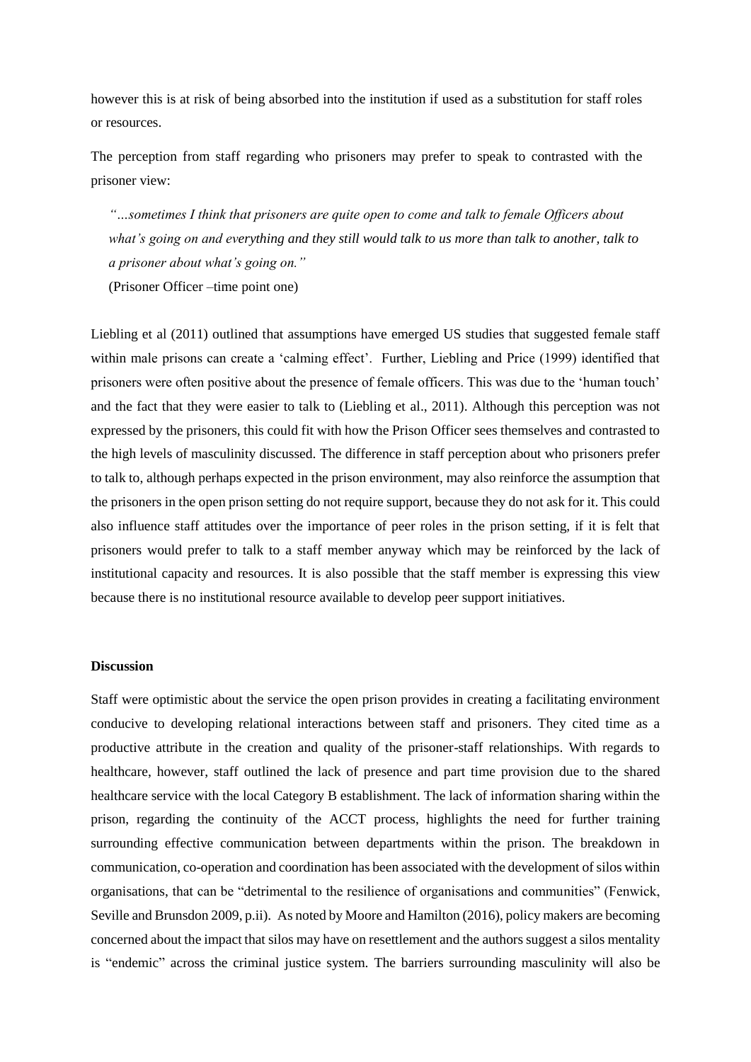however this is at risk of being absorbed into the institution if used as a substitution for staff roles or resources.

The perception from staff regarding who prisoners may prefer to speak to contrasted with the prisoner view:

> *"…sometimes I think that prisoners are quite open to come and talk to female Officers about what's going on and everything and they still would talk to us more than talk to another, talk to a prisoner about what's going on."*
>
> (Prisoner Officer –time point one)

Liebling et al (2011) outlined that assumptions have emerged US studies that suggested female staff within male prisons can create a 'calming effect'. Further, Liebling and Price (1999) identified that prisoners were often positive about the presence of female officers. This was due to the 'human touch' and the fact that they were easier to talk to (Liebling et al., 2011). Although this perception was not expressed by the prisoners, this could fit with how the Prison Officer sees themselves and contrasted to the high levels of masculinity discussed. The difference in staff perception about who prisoners prefer to talk to, although perhaps expected in the prison environment, may also reinforce the assumption that the prisoners in the open prison setting do not require support, because they do not ask for it. This could also influence staff attitudes over the importance of peer roles in the prison setting, if it is felt that prisoners would prefer to talk to a staff member anyway which may be reinforced by the lack of institutional capacity and resources. It is also possible that the staff member is expressing this view because there is no institutional resource available to develop peer support initiatives.

**Discussion**

Staff were optimistic about the service the open prison provides in creating a facilitating environment conducive to developing relational interactions between staff and prisoners. They cited time as a productive attribute in the creation and quality of the prisoner-staff relationships. With regards to healthcare, however, staff outlined the lack of presence and part time provision due to the shared healthcare service with the local Category B establishment. The lack of information sharing within the prison, regarding the continuity of the ACCT process, highlights the need for further training surrounding effective communication between departments within the prison. The breakdown in communication, co-operation and coordination has been associated with the development of silos within organisations, that can be "detrimental to the resilience of organisations and communities" (Fenwick, Seville and Brunsdon 2009, p.ii). As noted by Moore and Hamilton (2016), policy makers are becoming concerned about the impact that silos may have on resettlement and the authors suggest a silos mentality is "endemic" across the criminal justice system. The barriers surrounding masculinity will also be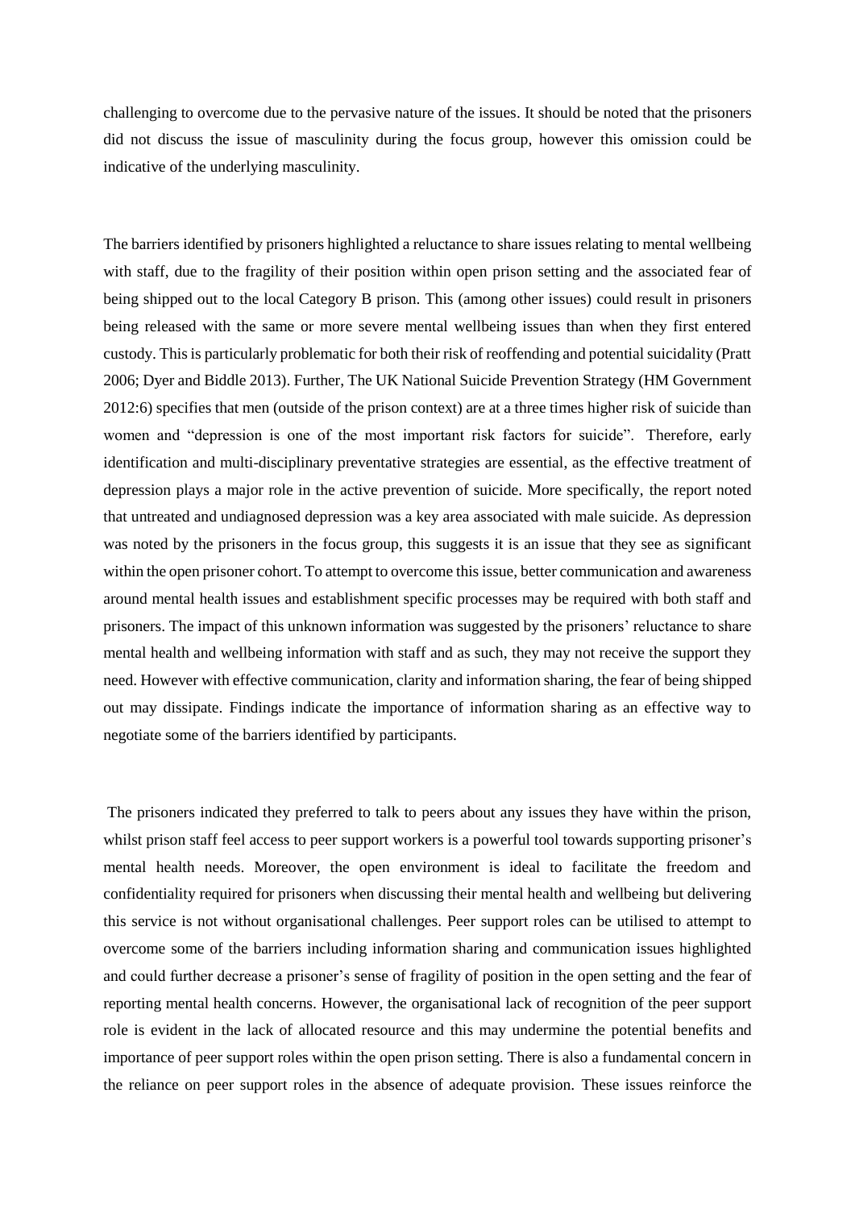challenging to overcome due to the pervasive nature of the issues. It should be noted that the prisoners did not discuss the issue of masculinity during the focus group, however this omission could be indicative of the underlying masculinity.

The barriers identified by prisoners highlighted a reluctance to share issues relating to mental wellbeing with staff, due to the fragility of their position within open prison setting and the associated fear of being shipped out to the local Category B prison. This (among other issues) could result in prisoners being released with the same or more severe mental wellbeing issues than when they first entered custody. This is particularly problematic for both their risk of reoffending and potential suicidality (Pratt 2006; Dyer and Biddle 2013). Further, The UK National Suicide Prevention Strategy (HM Government 2012:6) specifies that men (outside of the prison context) are at a three times higher risk of suicide than women and "depression is one of the most important risk factors for suicide". Therefore, early identification and multi-disciplinary preventative strategies are essential, as the effective treatment of depression plays a major role in the active prevention of suicide. More specifically, the report noted that untreated and undiagnosed depression was a key area associated with male suicide. As depression was noted by the prisoners in the focus group, this suggests it is an issue that they see as significant within the open prisoner cohort. To attempt to overcome this issue, better communication and awareness around mental health issues and establishment specific processes may be required with both staff and prisoners. The impact of this unknown information was suggested by the prisoners' reluctance to share mental health and wellbeing information with staff and as such, they may not receive the support they need. However with effective communication, clarity and information sharing, the fear of being shipped out may dissipate. Findings indicate the importance of information sharing as an effective way to negotiate some of the barriers identified by participants.

The prisoners indicated they preferred to talk to peers about any issues they have within the prison, whilst prison staff feel access to peer support workers is a powerful tool towards supporting prisoner's mental health needs. Moreover, the open environment is ideal to facilitate the freedom and confidentiality required for prisoners when discussing their mental health and wellbeing but delivering this service is not without organisational challenges. Peer support roles can be utilised to attempt to overcome some of the barriers including information sharing and communication issues highlighted and could further decrease a prisoner's sense of fragility of position in the open setting and the fear of reporting mental health concerns. However, the organisational lack of recognition of the peer support role is evident in the lack of allocated resource and this may undermine the potential benefits and importance of peer support roles within the open prison setting. There is also a fundamental concern in the reliance on peer support roles in the absence of adequate provision. These issues reinforce the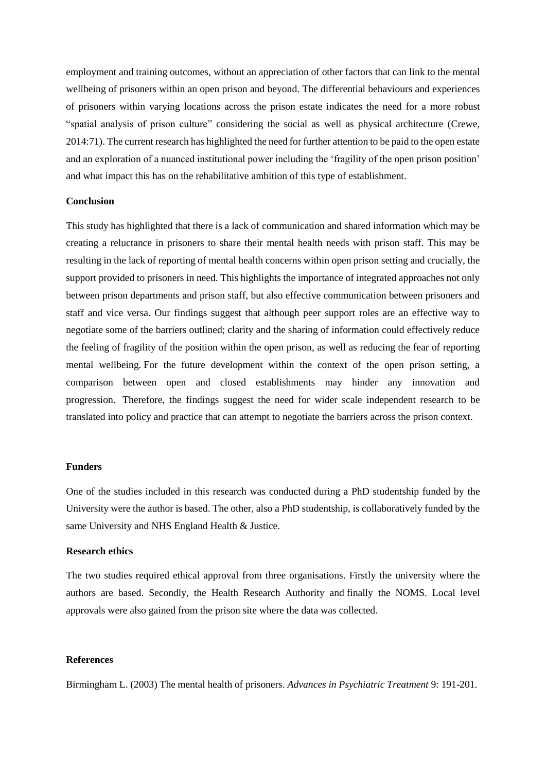employment and training outcomes, without an appreciation of other factors that can link to the mental wellbeing of prisoners within an open prison and beyond. The differential behaviours and experiences of prisoners within varying locations across the prison estate indicates the need for a more robust "spatial analysis of prison culture" considering the social as well as physical architecture (Crewe, 2014:71). The current research has highlighted the need for further attention to be paid to the open estate and an exploration of a nuanced institutional power including the 'fragility of the open prison position' and what impact this has on the rehabilitative ambition of this type of establishment.

## Conclusion

This study has highlighted that there is a lack of communication and shared information which may be creating a reluctance in prisoners to share their mental health needs with prison staff. This may be resulting in the lack of reporting of mental health concerns within open prison setting and crucially, the support provided to prisoners in need. This highlights the importance of integrated approaches not only between prison departments and prison staff, but also effective communication between prisoners and staff and vice versa. Our findings suggest that although peer support roles are an effective way to negotiate some of the barriers outlined; clarity and the sharing of information could effectively reduce the feeling of fragility of the position within the open prison, as well as reducing the fear of reporting mental wellbeing. For the future development within the context of the open prison setting, a comparison between open and closed establishments may hinder any innovation and progression. Therefore, the findings suggest the need for wider scale independent research to be translated into policy and practice that can attempt to negotiate the barriers across the prison context.

## Funders

One of the studies included in this research was conducted during a PhD studentship funded by the University were the author is based. The other, also a PhD studentship, is collaboratively funded by the same University and NHS England Health & Justice.

## Research ethics

The two studies required ethical approval from three organisations. Firstly the university where the authors are based. Secondly, the Health Research Authority and finally the NOMS. Local level approvals were also gained from the prison site where the data was collected.

## References

Birmingham L. (2003) The mental health of prisoners. *Advances in Psychiatric Treatment* 9: 191-201.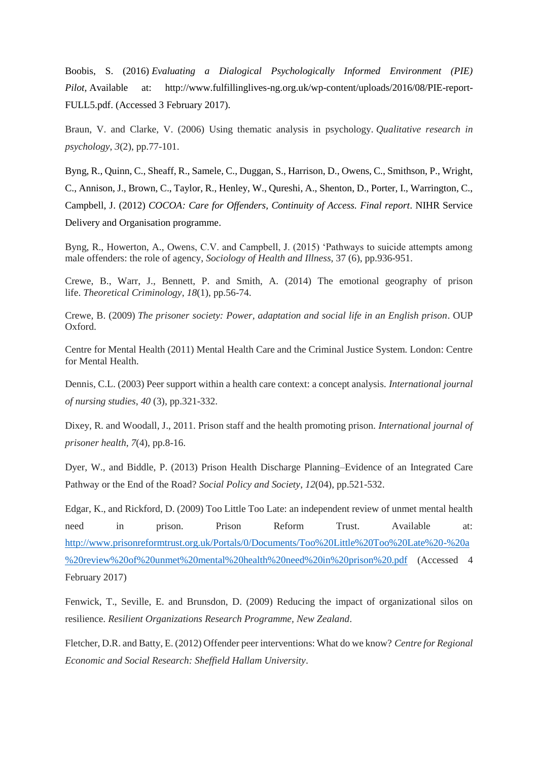Boobis, S. (2016) *Evaluating a Dialogical Psychologically Informed Environment (PIE) Pilot*, Available at: http://www.fulfillinglives-ng.org.uk/wp-content/uploads/2016/08/PIE-report-FULL5.pdf. (Accessed 3 February 2017).

Braun, V. and Clarke, V. (2006) Using thematic analysis in psychology. *Qualitative research in psychology*, *3*(2), pp.77-101.

Byng, R., Quinn, C., Sheaff, R., Samele, C., Duggan, S., Harrison, D., Owens, C., Smithson, P., Wright, C., Annison, J., Brown, C., Taylor, R., Henley, W., Qureshi, A., Shenton, D., Porter, I., Warrington, C., Campbell, J. (2012) *COCOA: Care for Offenders, Continuity of Access. Final report*. NIHR Service Delivery and Organisation programme.

Byng, R., Howerton, A., Owens, C.V. and Campbell, J. (2015) 'Pathways to suicide attempts among male offenders: the role of agency, *Sociology of Health and Illness,* 37 (6), pp.936-951.

Crewe, B., Warr, J., Bennett, P. and Smith, A. (2014) The emotional geography of prison life. *Theoretical Criminology*, *18*(1), pp.56-74.

Crewe, B. (2009) *The prisoner society: Power, adaptation and social life in an English prison*. OUP Oxford.

Centre for Mental Health (2011) Mental Health Care and the Criminal Justice System. London: Centre for Mental Health.

Dennis, C.L. (2003) Peer support within a health care context: a concept analysis. *International journal of nursing studies*, *40* (3), pp.321-332.

Dixey, R. and Woodall, J., 2011. Prison staff and the health promoting prison. *International journal of prisoner health*, *7*(4), pp.8-16.

Dyer, W., and Biddle, P. (2013) Prison Health Discharge Planning–Evidence of an Integrated Care Pathway or the End of the Road? *Social Policy and Society*, *12*(04), pp.521-532.

Edgar, K., and Rickford, D. (2009) Too Little Too Late: an independent review of unmet mental health need in prison. Prison Reform Trust. Available at: http://www.prisonreformtrust.org.uk/Portals/0/Documents/Too%20Little%20Too%20Late%20-%20a%20review%20of%20unmet%20mental%20health%20need%20in%20prison%20.pdf (Accessed 4 February 2017)

Fenwick, T., Seville, E. and Brunsdon, D. (2009) Reducing the impact of organizational silos on resilience. *Resilient Organizations Research Programme, New Zealand*.

Fletcher, D.R. and Batty, E. (2012) Offender peer interventions: What do we know? *Centre for Regional Economic and Social Research: Sheffield Hallam University*.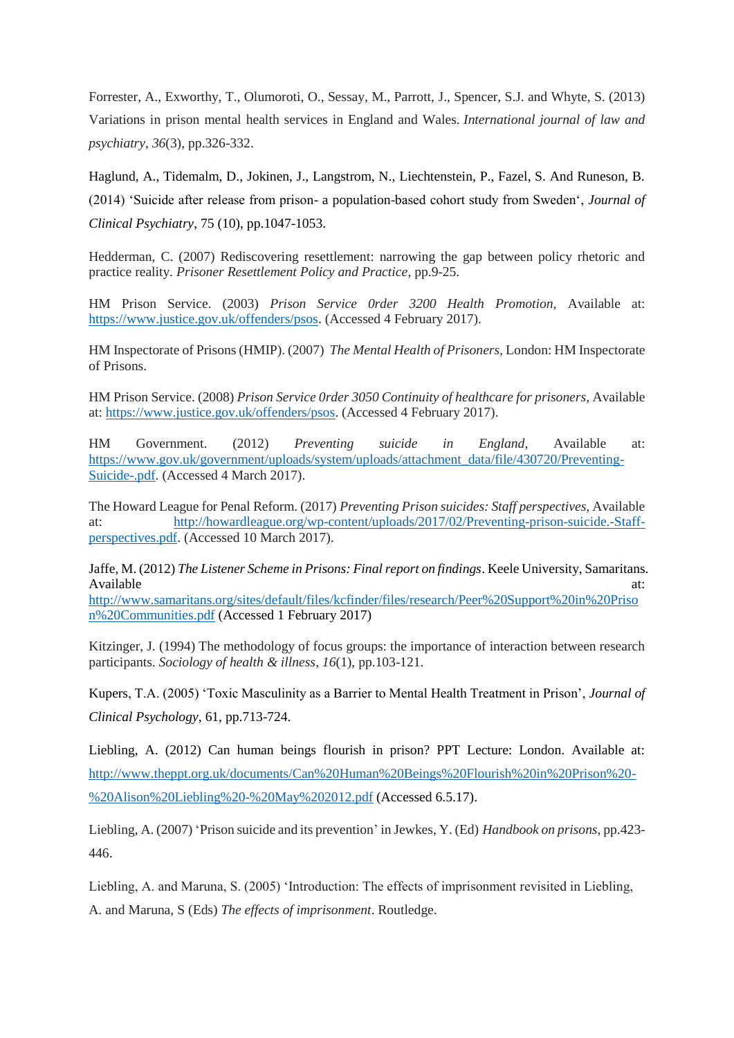Forrester, A., Exworthy, T., Olumoroti, O., Sessay, M., Parrott, J., Spencer, S.J. and Whyte, S. (2013) Variations in prison mental health services in England and Wales. *International journal of law and psychiatry*, *36*(3), pp.326-332.

Haglund, A., Tidemalm, D., Jokinen, J., Langstrom, N., Liechtenstein, P., Fazel, S. And Runeson, B. (2014) 'Suicide after release from prison- a population-based cohort study from Sweden', *Journal of Clinical Psychiatry*, 75 (10), pp.1047-1053.

Hedderman, C. (2007) Rediscovering resettlement: narrowing the gap between policy rhetoric and practice reality. *Prisoner Resettlement Policy and Practice*, pp.9-25.

HM Prison Service. (2003) *Prison Service 0rder 3200 Health Promotion,* Available at: https://www.justice.gov.uk/offenders/psos. (Accessed 4 February 2017).

HM Inspectorate of Prisons (HMIP). (2007) *The Mental Health of Prisoners,* London: HM Inspectorate of Prisons.

HM Prison Service. (2008) *Prison Service 0rder 3050 Continuity of healthcare for prisoners,* Available at: https://www.justice.gov.uk/offenders/psos. (Accessed 4 February 2017).

HM Government. (2012) *Preventing suicide in England,* Available at: https://www.gov.uk/government/uploads/system/uploads/attachment_data/file/430720/Preventing-Suicide-.pdf. (Accessed 4 March 2017).

The Howard League for Penal Reform. (2017) *Preventing Prison suicides: Staff perspectives,* Available at: http://howardleague.org/wp-content/uploads/2017/02/Preventing-prison-suicide.-Staff-perspectives.pdf. (Accessed 10 March 2017).

Jaffe, M. (2012) *The Listener Scheme in Prisons: Final report on findings*. Keele University, Samaritans. Available at: http://www.samaritans.org/sites/default/files/kcfinder/files/research/Peer%20Support%20in%20Prison%20Communities.pdf (Accessed 1 February 2017)

Kitzinger, J. (1994) The methodology of focus groups: the importance of interaction between research participants. *Sociology of health & illness*, *16*(1), pp.103-121.

Kupers, T.A. (2005) 'Toxic Masculinity as a Barrier to Mental Health Treatment in Prison', *Journal of Clinical Psychology*, 61, pp.713-724.

Liebling, A. (2012) Can human beings flourish in prison? PPT Lecture: London. Available at: http://www.theppt.org.uk/documents/Can%20Human%20Beings%20Flourish%20in%20Prison%20-%20Alison%20Liebling%20-%20May%202012.pdf (Accessed 6.5.17).

Liebling, A. (2007) 'Prison suicide and its prevention' in Jewkes, Y. (Ed) *Handbook on prisons*, pp.423-446.

Liebling, A. and Maruna, S. (2005) 'Introduction: The effects of imprisonment revisited in Liebling, A. and Maruna, S (Eds) *The effects of imprisonment*. Routledge.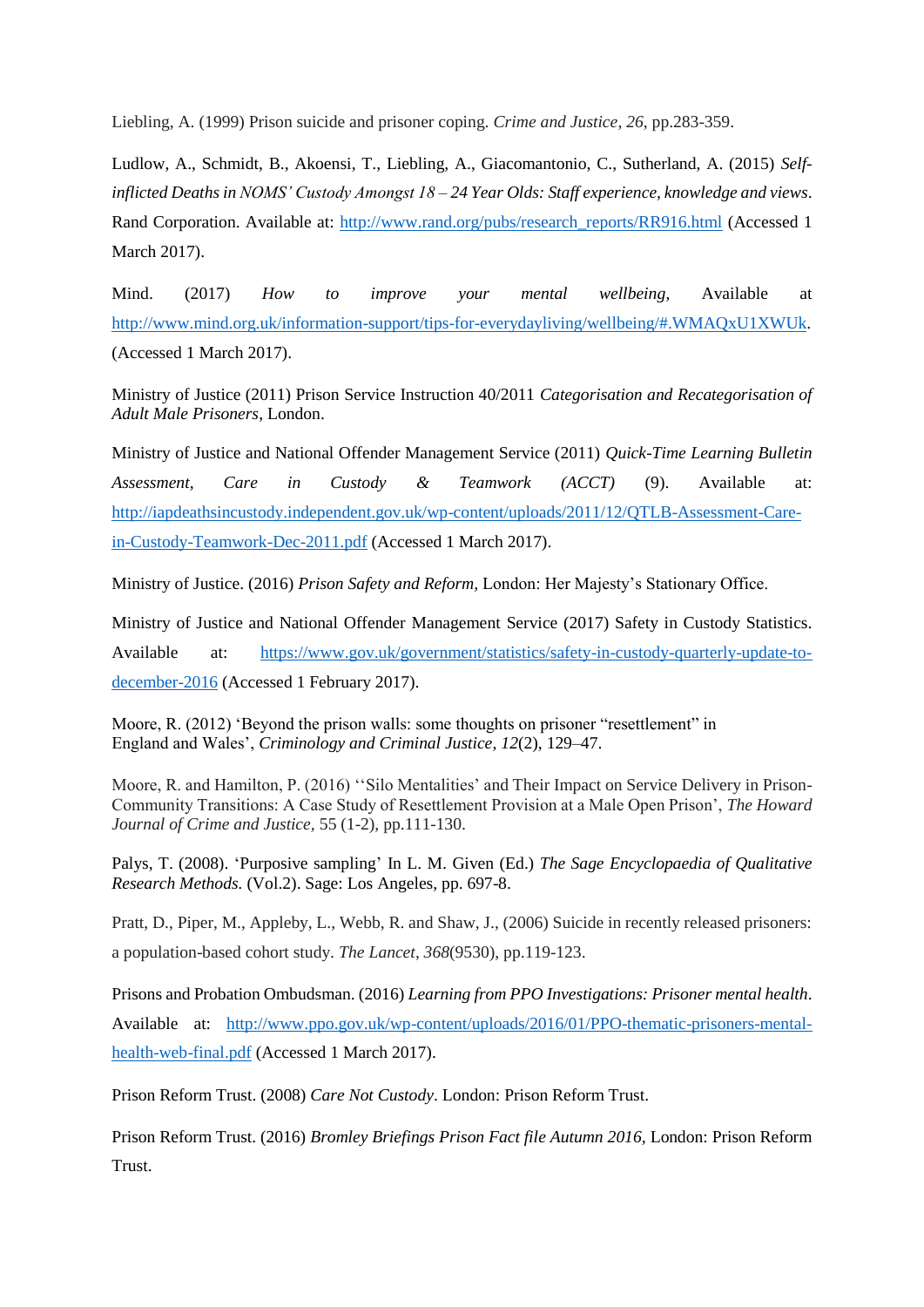Liebling, A. (1999) Prison suicide and prisoner coping. *Crime and Justice*, *26*, pp.283-359.

Ludlow, A., Schmidt, B., Akoensi, T., Liebling, A., Giacomantonio, C., Sutherland, A. (2015) *Self-inflicted Deaths in NOMS' Custody Amongst 18 – 24 Year Olds: Staff experience, knowledge and views*. Rand Corporation. Available at: http://www.rand.org/pubs/research_reports/RR916.html (Accessed 1 March 2017).

Mind. (2017) *How to improve your mental wellbeing*, Available at http://www.mind.org.uk/information-support/tips-for-everydayliving/wellbeing/#.WMAQxU1XWUk. (Accessed 1 March 2017).

Ministry of Justice (2011) Prison Service Instruction 40/2011 *Categorisation and Recategorisation of Adult Male Prisoners*, London.

Ministry of Justice and National Offender Management Service (2011) *Quick-Time Learning Bulletin Assessment, Care in Custody & Teamwork (ACCT)* (9). Available at: http://iapdeathsincustody.independent.gov.uk/wp-content/uploads/2011/12/QTLB-Assessment-Care-in-Custody-Teamwork-Dec-2011.pdf (Accessed 1 March 2017).

Ministry of Justice. (2016) *Prison Safety and Reform*, London: Her Majesty's Stationary Office.

Ministry of Justice and National Offender Management Service (2017) Safety in Custody Statistics. Available at: https://www.gov.uk/government/statistics/safety-in-custody-quarterly-update-to-december-2016 (Accessed 1 February 2017).

Moore, R. (2012) 'Beyond the prison walls: some thoughts on prisoner "resettlement" in England and Wales', *Criminology and Criminal Justice*, *12*(2), 129–47.

Moore, R. and Hamilton, P. (2016) ''Silo Mentalities' and Their Impact on Service Delivery in Prison-Community Transitions: A Case Study of Resettlement Provision at a Male Open Prison', *The Howard Journal of Crime and Justice*, 55 (1-2), pp.111-130.

Palys, T. (2008). 'Purposive sampling' In L. M. Given (Ed.) *The Sage Encyclopaedia of Qualitative Research Methods.* (Vol.2). Sage: Los Angeles, pp. 697-8.

Pratt, D., Piper, M., Appleby, L., Webb, R. and Shaw, J., (2006) Suicide in recently released prisoners: a population-based cohort study. *The Lancet*, *368*(9530), pp.119-123.

Prisons and Probation Ombudsman. (2016) *Learning from PPO Investigations: Prisoner mental health*. Available at: http://www.ppo.gov.uk/wp-content/uploads/2016/01/PPO-thematic-prisoners-mental-health-web-final.pdf (Accessed 1 March 2017).

Prison Reform Trust. (2008) *Care Not Custody*. London: Prison Reform Trust.

Prison Reform Trust. (2016) *Bromley Briefings Prison Fact file Autumn 2016*, London: Prison Reform Trust.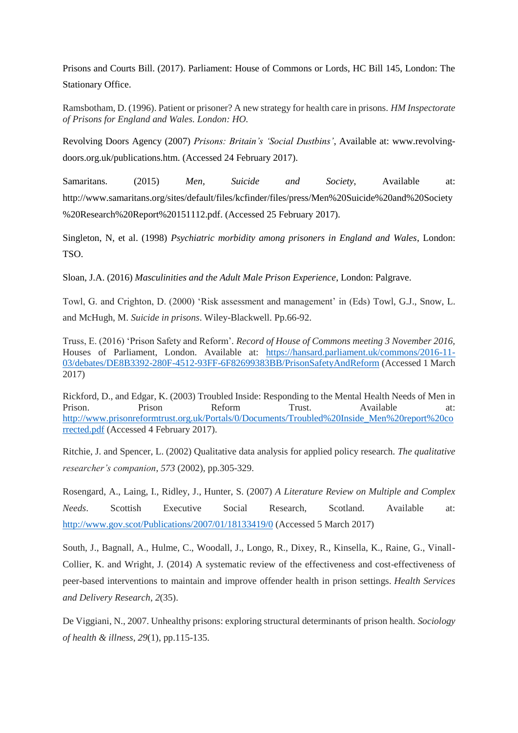Prisons and Courts Bill. (2017). Parliament: House of Commons or Lords, HC Bill 145, London: The Stationary Office.

Ramsbotham, D. (1996). Patient or prisoner? A new strategy for health care in prisons. *HM Inspectorate of Prisons for England and Wales. London: HO.*

Revolving Doors Agency (2007) *Prisons: Britain's 'Social Dustbins'*, Available at: www.revolving-doors.org.uk/publications.htm. (Accessed 24 February 2017).

Samaritans. (2015) *Men, Suicide and Society*, Available at: http://www.samaritans.org/sites/default/files/kcfinder/files/press/Men%20Suicide%20and%20Society%20Research%20Report%20151112.pdf. (Accessed 25 February 2017).

Singleton, N, et al. (1998) *Psychiatric morbidity among prisoners in England and Wales*, London: TSO.

Sloan, J.A. (2016) *Masculinities and the Adult Male Prison Experience*, London: Palgrave.

Towl, G. and Crighton, D. (2000) 'Risk assessment and management' in (Eds) Towl, G.J., Snow, L. and McHugh, M. *Suicide in prisons*. Wiley-Blackwell. Pp.66-92.

Truss, E. (2016) 'Prison Safety and Reform'. *Record of House of Commons meeting 3 November 2016*, Houses of Parliament, London. Available at: [https://hansard.parliament.uk/commons/2016-11-03/debates/DE8B3392-280F-4512-93FF-6F82699383BB/PrisonSafetyAndReform](https://hansard.parliament.uk/commons/2016-11-03/debates/DE8B3392-280F-4512-93FF-6F82699383BB/PrisonSafetyAndReform) (Accessed 1 March 2017)

Rickford, D., and Edgar, K. (2003) Troubled Inside: Responding to the Mental Health Needs of Men in Prison. Prison Reform Trust. Available at: [http://www.prisonreformtrust.org.uk/Portals/0/Documents/Troubled%20Inside_Men%20report%20corrected.pdf](http://www.prisonreformtrust.org.uk/Portals/0/Documents/Troubled%20Inside_Men%20report%20corrected.pdf) (Accessed 4 February 2017).

Ritchie, J. and Spencer, L. (2002) Qualitative data analysis for applied policy research. *The qualitative researcher's companion*, *573* (2002), pp.305-329.

Rosengard, A., Laing, I., Ridley, J., Hunter, S. (2007) *A Literature Review on Multiple and Complex Needs*. Scottish Executive Social Research, Scotland. Available at: [http://www.gov.scot/Publications/2007/01/18133419/0](http://www.gov.scot/Publications/2007/01/18133419/0) (Accessed 5 March 2017)

South, J., Bagnall, A., Hulme, C., Woodall, J., Longo, R., Dixey, R., Kinsella, K., Raine, G., Vinall-Collier, K. and Wright, J. (2014) A systematic review of the effectiveness and cost-effectiveness of peer-based interventions to maintain and improve offender health in prison settings. *Health Services and Delivery Research*, *2*(35).

De Viggiani, N., 2007. Unhealthy prisons: exploring structural determinants of prison health. *Sociology of health & illness*, *29*(1), pp.115-135.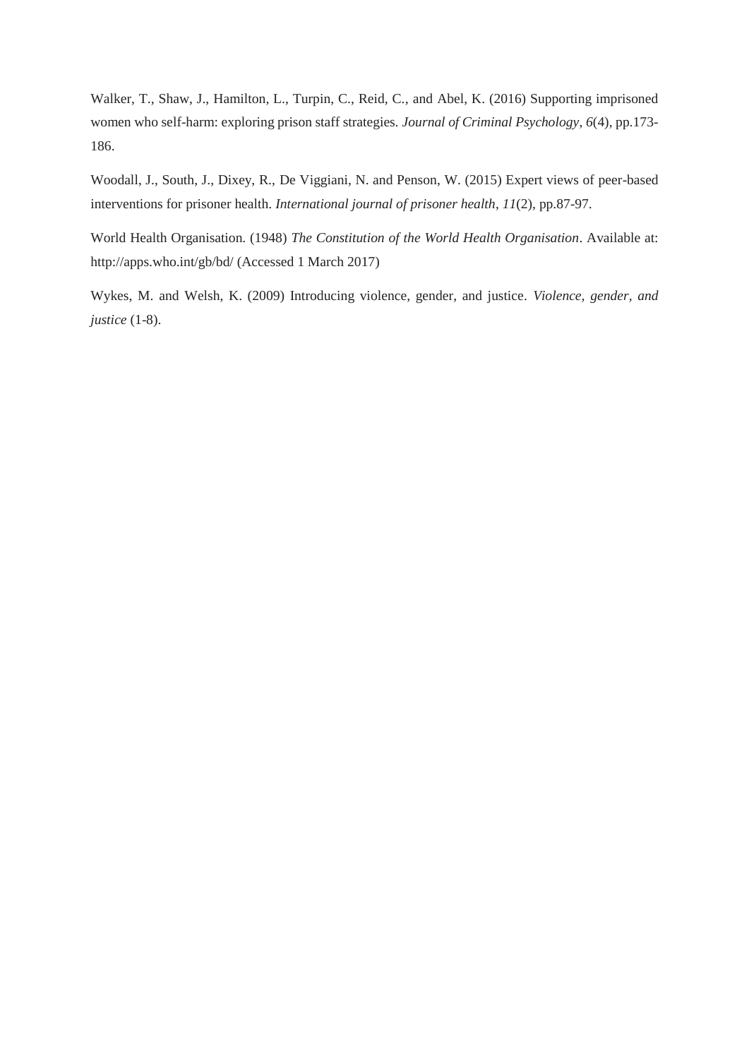Walker, T., Shaw, J., Hamilton, L., Turpin, C., Reid, C., and Abel, K. (2016) Supporting imprisoned women who self-harm: exploring prison staff strategies. *Journal of Criminal Psychology*, *6*(4), pp.173-186.

Woodall, J., South, J., Dixey, R., De Viggiani, N. and Penson, W. (2015) Expert views of peer-based interventions for prisoner health. *International journal of prisoner health*, *11*(2), pp.87-97.

World Health Organisation. (1948) *The Constitution of the World Health Organisation*. Available at: http://apps.who.int/gb/bd/ (Accessed 1 March 2017)

Wykes, M. and Welsh, K. (2009) Introducing violence, gender, and justice. *Violence, gender, and justice* (1-8).